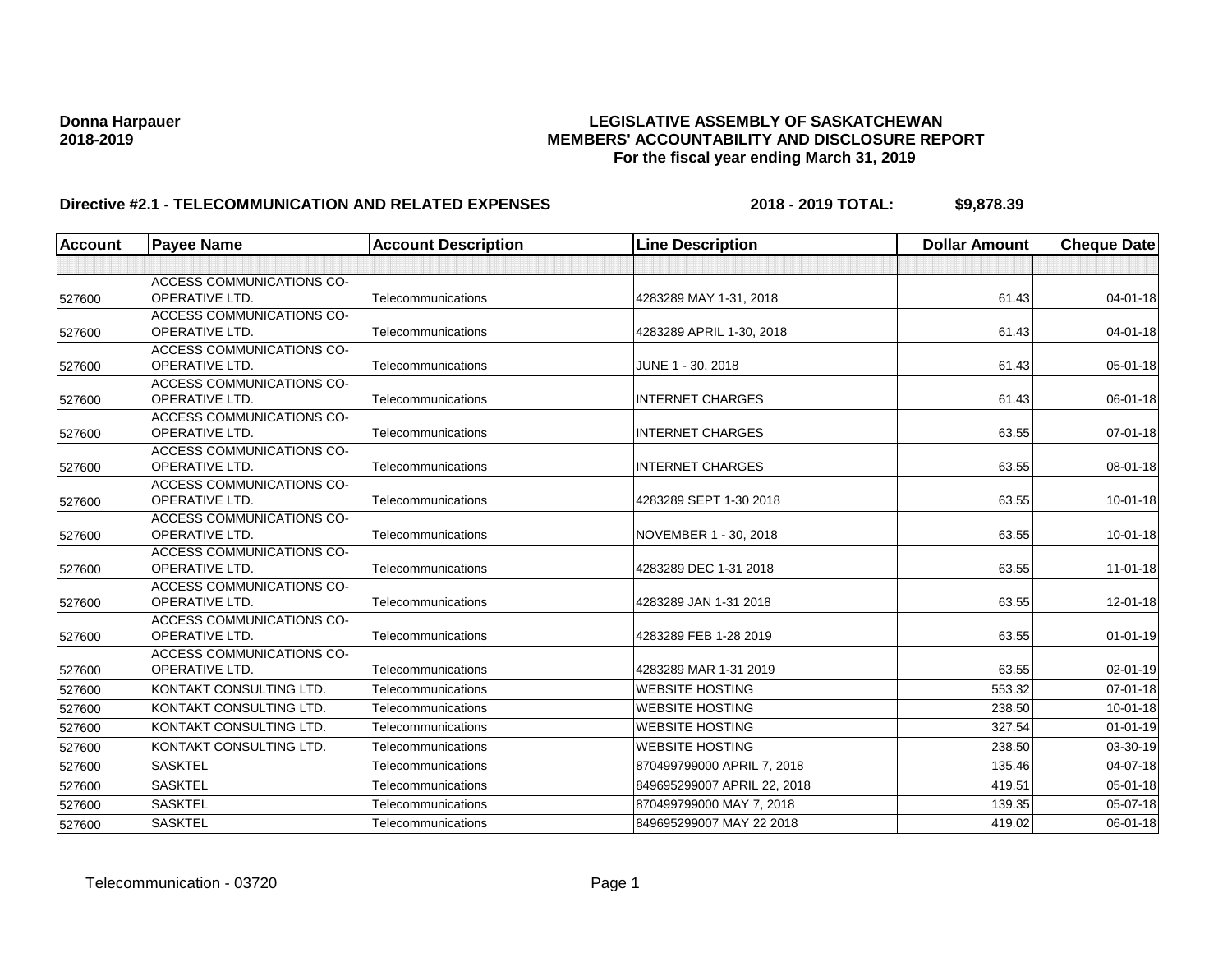**Donna Harpauer**
**2018-2019**

**LEGISLATIVE ASSEMBLY OF SASKATCHEWAN**
**MEMBERS' ACCOUNTABILITY AND DISCLOSURE REPORT**
**For the fiscal year ending March 31, 2019**

**Directive #2.1 - TELECOMMUNICATION AND RELATED EXPENSES** **2018 - 2019 TOTAL: $9,878.39**

| Account | Payee Name | Account Description | Line Description | Dollar Amount | Cheque Date |
|---|---|---|---|---|---|
| | | | | | |
| 527600 | ACCESS COMMUNICATIONS CO-OPERATIVE LTD. | Telecommunications | 4283289 MAY 1-31, 2018 | 61.43 | 04-01-18 |
| 527600 | ACCESS COMMUNICATIONS CO-OPERATIVE LTD. | Telecommunications | 4283289 APRIL 1-30, 2018 | 61.43 | 04-01-18 |
| 527600 | ACCESS COMMUNICATIONS CO-OPERATIVE LTD. | Telecommunications | JUNE 1 - 30, 2018 | 61.43 | 05-01-18 |
| 527600 | ACCESS COMMUNICATIONS CO-OPERATIVE LTD. | Telecommunications | INTERNET CHARGES | 61.43 | 06-01-18 |
| 527600 | ACCESS COMMUNICATIONS CO-OPERATIVE LTD. | Telecommunications | INTERNET CHARGES | 63.55 | 07-01-18 |
| 527600 | ACCESS COMMUNICATIONS CO-OPERATIVE LTD. | Telecommunications | INTERNET CHARGES | 63.55 | 08-01-18 |
| 527600 | ACCESS COMMUNICATIONS CO-OPERATIVE LTD. | Telecommunications | 4283289 SEPT 1-30 2018 | 63.55 | 10-01-18 |
| 527600 | ACCESS COMMUNICATIONS CO-OPERATIVE LTD. | Telecommunications | NOVEMBER 1 - 30, 2018 | 63.55 | 10-01-18 |
| 527600 | ACCESS COMMUNICATIONS CO-OPERATIVE LTD. | Telecommunications | 4283289 DEC 1-31 2018 | 63.55 | 11-01-18 |
| 527600 | ACCESS COMMUNICATIONS CO-OPERATIVE LTD. | Telecommunications | 4283289 JAN 1-31 2018 | 63.55 | 12-01-18 |
| 527600 | ACCESS COMMUNICATIONS CO-OPERATIVE LTD. | Telecommunications | 4283289 FEB 1-28 2019 | 63.55 | 01-01-19 |
| 527600 | ACCESS COMMUNICATIONS CO-OPERATIVE LTD. | Telecommunications | 4283289 MAR 1-31 2019 | 63.55 | 02-01-19 |
| 527600 | KONTAKT CONSULTING LTD. | Telecommunications | WEBSITE HOSTING | 553.32 | 07-01-18 |
| 527600 | KONTAKT CONSULTING LTD. | Telecommunications | WEBSITE HOSTING | 238.50 | 10-01-18 |
| 527600 | KONTAKT CONSULTING LTD. | Telecommunications | WEBSITE HOSTING | 327.54 | 01-01-19 |
| 527600 | KONTAKT CONSULTING LTD. | Telecommunications | WEBSITE HOSTING | 238.50 | 03-30-19 |
| 527600 | SASKTEL | Telecommunications | 870499799000 APRIL 7, 2018 | 135.46 | 04-07-18 |
| 527600 | SASKTEL | Telecommunications | 849695299007 APRIL 22, 2018 | 419.51 | 05-01-18 |
| 527600 | SASKTEL | Telecommunications | 870499799000 MAY 7, 2018 | 139.35 | 05-07-18 |
| 527600 | SASKTEL | Telecommunications | 849695299007 MAY 22 2018 | 419.02 | 06-01-18 |

Telecommunication - 03720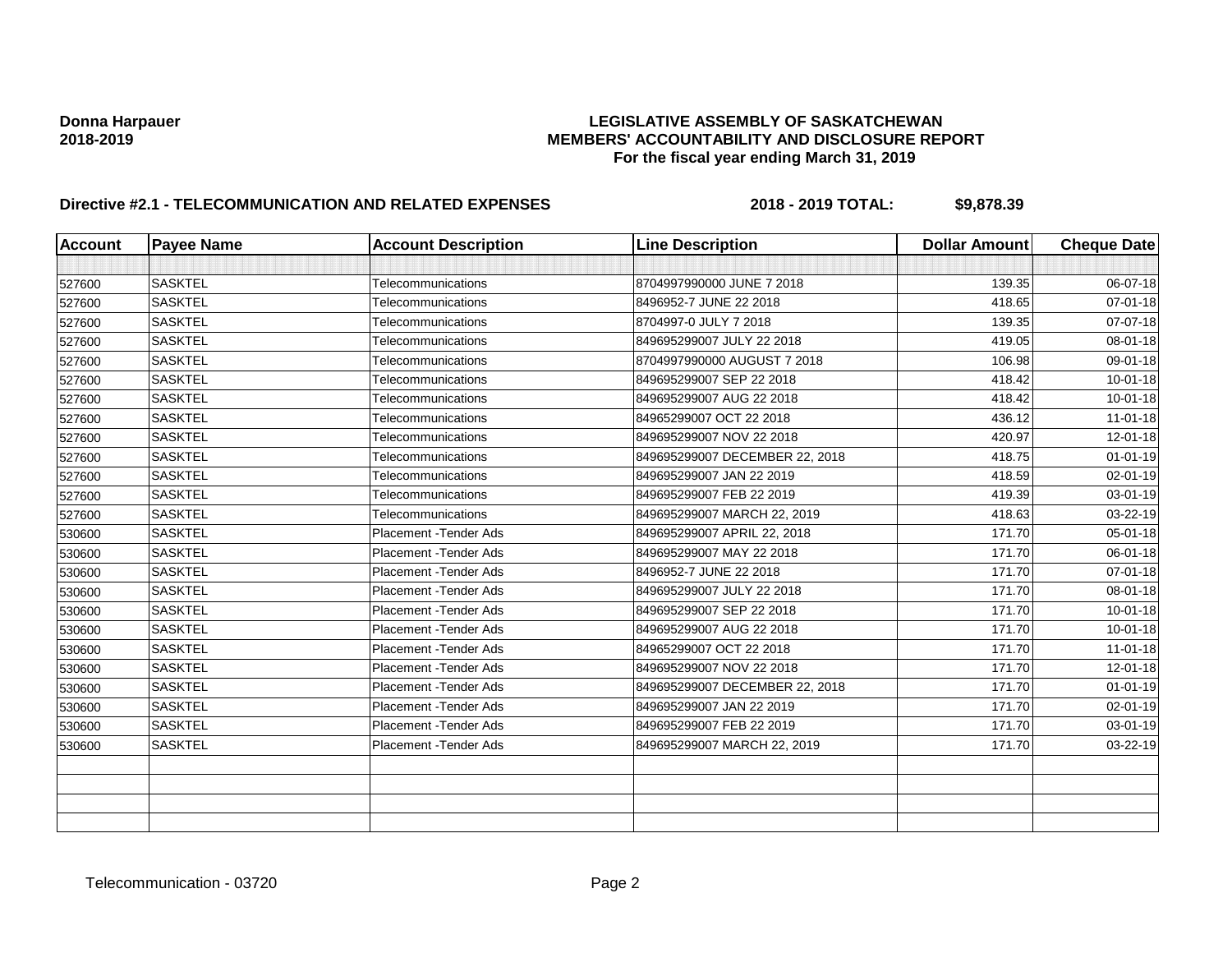**Donna Harpauer**
**2018-2019**

**LEGISLATIVE ASSEMBLY OF SASKATCHEWAN**
**MEMBERS' ACCOUNTABILITY AND DISCLOSURE REPORT**
**For the fiscal year ending March 31, 2019**

**Directive #2.1 - TELECOMMUNICATION AND RELATED EXPENSES** **2018 - 2019 TOTAL: $9,878.39**

| Account | Payee Name | Account Description | Line Description | Dollar Amount | Cheque Date |
|---|---|---|---|---|---|
| | | | | | |
| 527600 | SASKTEL | Telecommunications | 8704997990000 JUNE 7 2018 | 139.35 | 06-07-18 |
| 527600 | SASKTEL | Telecommunications | 8496952-7 JUNE 22 2018 | 418.65 | 07-01-18 |
| 527600 | SASKTEL | Telecommunications | 8704997-0 JULY 7 2018 | 139.35 | 07-07-18 |
| 527600 | SASKTEL | Telecommunications | 849695299007 JULY 22 2018 | 419.05 | 08-01-18 |
| 527600 | SASKTEL | Telecommunications | 8704997990000 AUGUST 7 2018 | 106.98 | 09-01-18 |
| 527600 | SASKTEL | Telecommunications | 849695299007 SEP 22 2018 | 418.42 | 10-01-18 |
| 527600 | SASKTEL | Telecommunications | 849695299007 AUG 22 2018 | 418.42 | 10-01-18 |
| 527600 | SASKTEL | Telecommunications | 84965299007 OCT 22 2018 | 436.12 | 11-01-18 |
| 527600 | SASKTEL | Telecommunications | 849695299007 NOV 22 2018 | 420.97 | 12-01-18 |
| 527600 | SASKTEL | Telecommunications | 849695299007 DECEMBER 22, 2018 | 418.75 | 01-01-19 |
| 527600 | SASKTEL | Telecommunications | 849695299007 JAN 22 2019 | 418.59 | 02-01-19 |
| 527600 | SASKTEL | Telecommunications | 849695299007 FEB 22 2019 | 419.39 | 03-01-19 |
| 527600 | SASKTEL | Telecommunications | 849695299007 MARCH 22, 2019 | 418.63 | 03-22-19 |
| 530600 | SASKTEL | Placement -Tender Ads | 849695299007 APRIL 22, 2018 | 171.70 | 05-01-18 |
| 530600 | SASKTEL | Placement -Tender Ads | 849695299007 MAY 22 2018 | 171.70 | 06-01-18 |
| 530600 | SASKTEL | Placement -Tender Ads | 8496952-7 JUNE 22 2018 | 171.70 | 07-01-18 |
| 530600 | SASKTEL | Placement -Tender Ads | 849695299007 JULY 22 2018 | 171.70 | 08-01-18 |
| 530600 | SASKTEL | Placement -Tender Ads | 849695299007 SEP 22 2018 | 171.70 | 10-01-18 |
| 530600 | SASKTEL | Placement -Tender Ads | 849695299007 AUG 22 2018 | 171.70 | 10-01-18 |
| 530600 | SASKTEL | Placement -Tender Ads | 84965299007 OCT 22 2018 | 171.70 | 11-01-18 |
| 530600 | SASKTEL | Placement -Tender Ads | 849695299007 NOV 22 2018 | 171.70 | 12-01-18 |
| 530600 | SASKTEL | Placement -Tender Ads | 849695299007 DECEMBER 22, 2018 | 171.70 | 01-01-19 |
| 530600 | SASKTEL | Placement -Tender Ads | 849695299007 JAN 22 2019 | 171.70 | 02-01-19 |
| 530600 | SASKTEL | Placement -Tender Ads | 849695299007 FEB 22 2019 | 171.70 | 03-01-19 |
| 530600 | SASKTEL | Placement -Tender Ads | 849695299007 MARCH 22, 2019 | 171.70 | 03-22-19 |
| | | | | | |
| | | | | | |
| | | | | | |
| | | | | | |

Telecommunication - 03720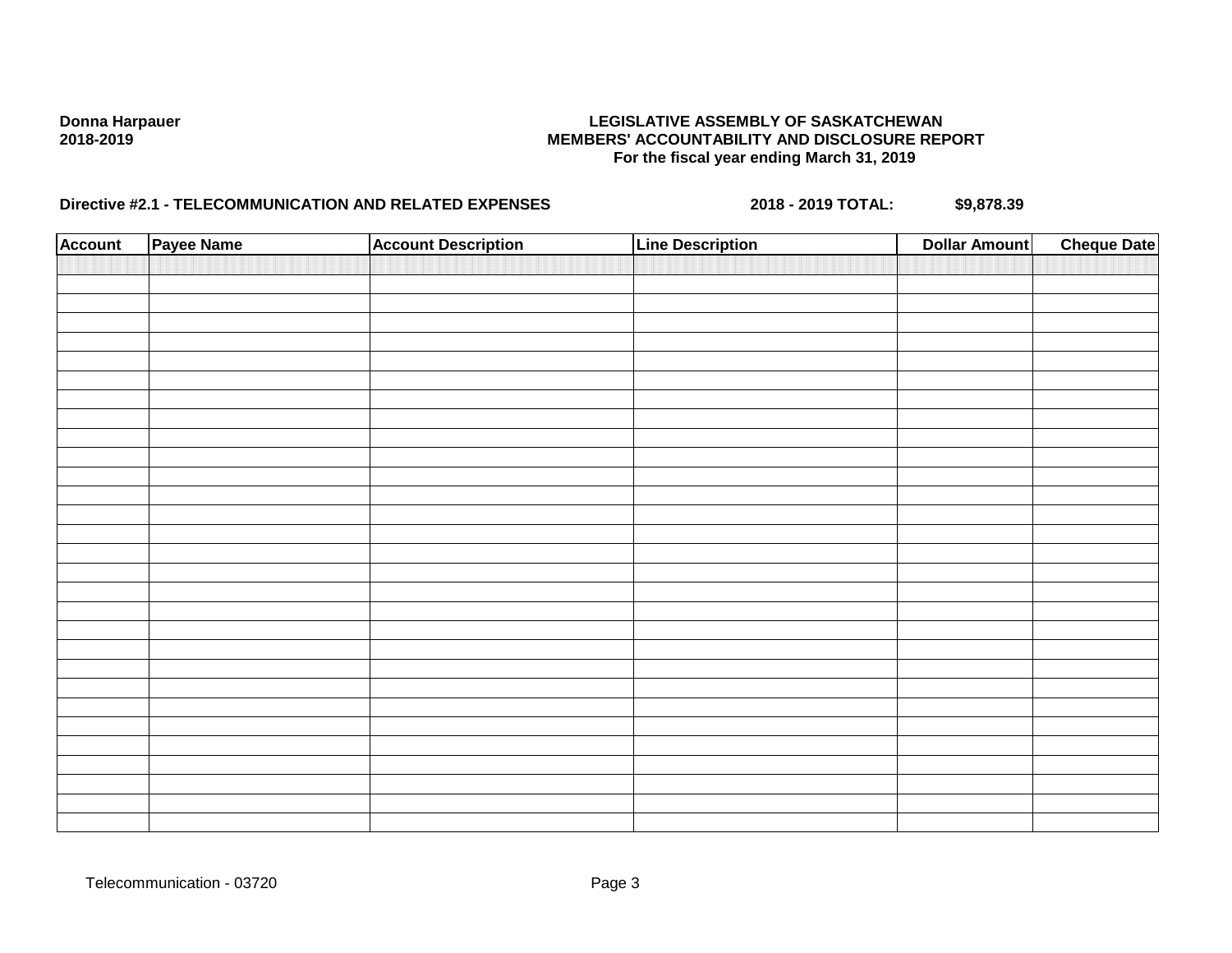**Donna Harpauer**
**2018-2019**

**LEGISLATIVE ASSEMBLY OF SASKATCHEWAN**
**MEMBERS' ACCOUNTABILITY AND DISCLOSURE REPORT**
**For the fiscal year ending March 31, 2019**

**Directive #2.1 - TELECOMMUNICATION AND RELATED EXPENSES** **2018 - 2019 TOTAL:** **$9,878.39**

| Account | Payee Name | Account Description | Line Description | Dollar Amount | Cheque Date |
|---|---|---|---|---|---|
| | | | | | |

Telecommunication - 03720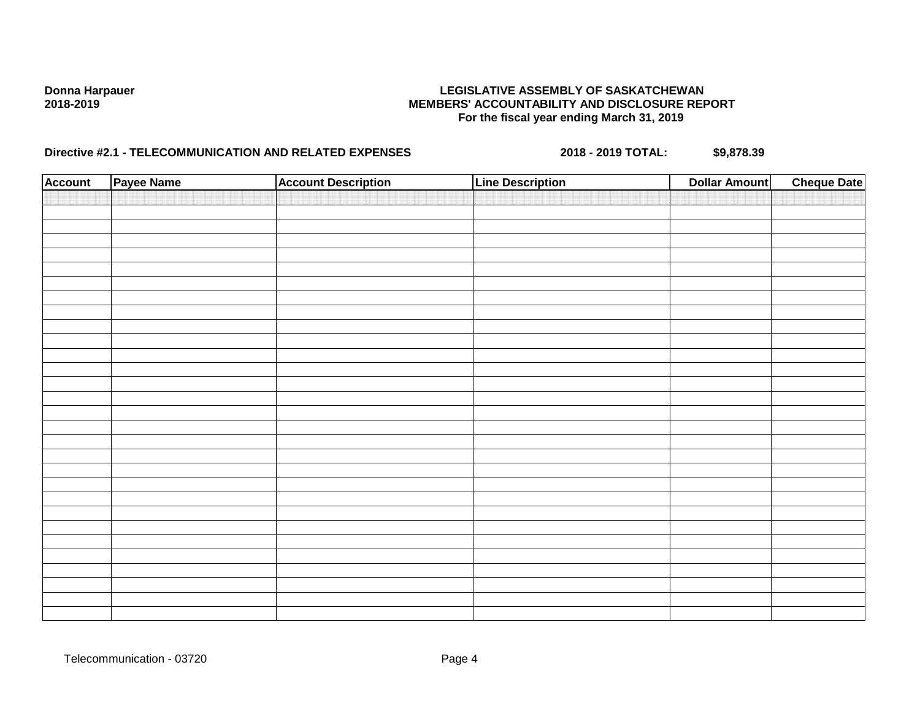**Donna Harpauer**
**2018-2019**

**LEGISLATIVE ASSEMBLY OF SASKATCHEWAN**
**MEMBERS' ACCOUNTABILITY AND DISCLOSURE REPORT**
**For the fiscal year ending March 31, 2019**

**Directive #2.1 - TELECOMMUNICATION AND RELATED EXPENSES** **2018 - 2019 TOTAL: $9,878.39**

| Account | Payee Name | Account Description | Line Description | Dollar Amount | Cheque Date |
|---|---|---|---|---|---|
| | | | | | |

Telecommunication - 03720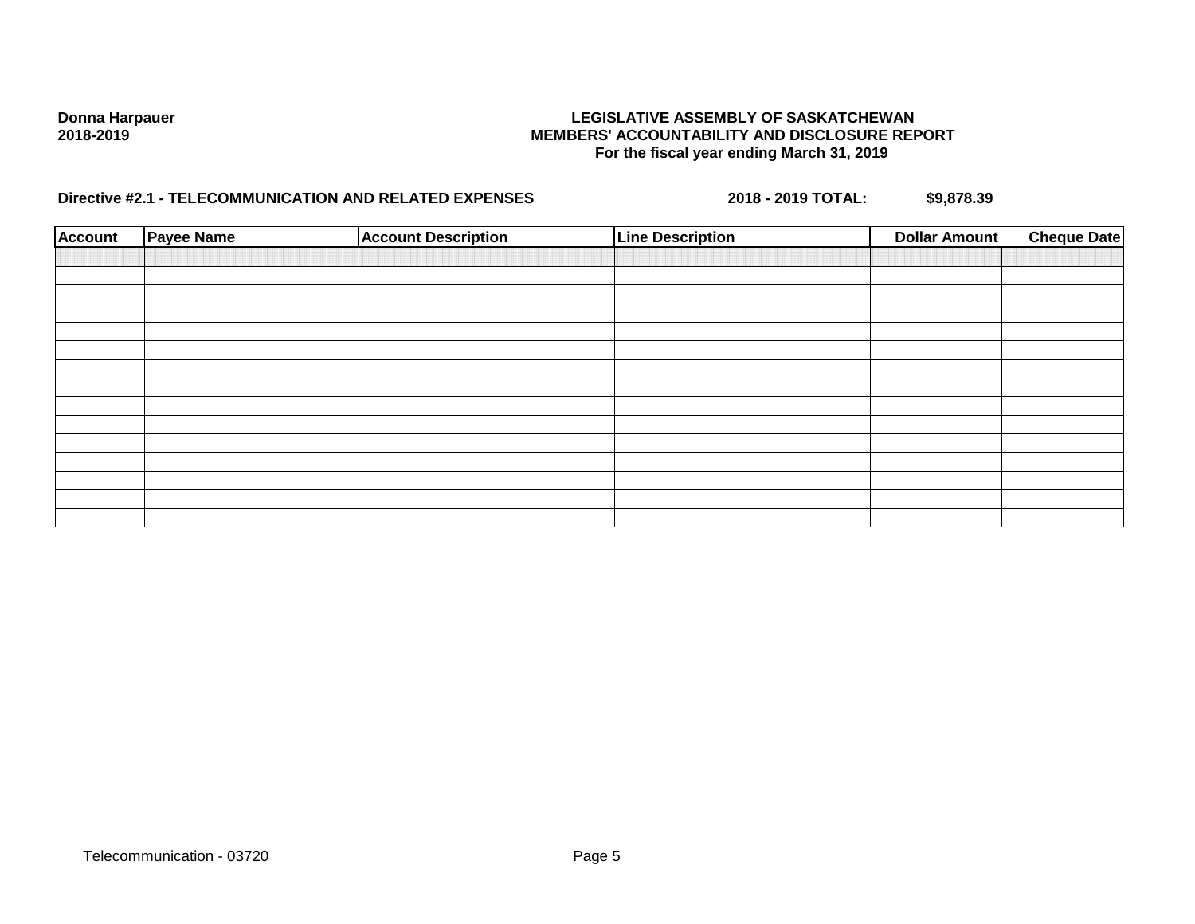**Donna Harpauer**
**2018-2019**

**LEGISLATIVE ASSEMBLY OF SASKATCHEWAN**
**MEMBERS' ACCOUNTABILITY AND DISCLOSURE REPORT**
**For the fiscal year ending March 31, 2019**

**Directive #2.1 - TELECOMMUNICATION AND RELATED EXPENSES** **2018 - 2019 TOTAL: $9,878.39**

| Account | Payee Name | Account Description | Line Description | Dollar Amount | Cheque Date |
|---|---|---|---|---|---|
| | | | | | |
| | | | | | |
| | | | | | |
| | | | | | |
| | | | | | |
| | | | | | |
| | | | | | |
| | | | | | |
| | | | | | |
| | | | | | |
| | | | | | |
| | | | | | |
| | | | | | |
| | | | | | |

Telecommunication - 03720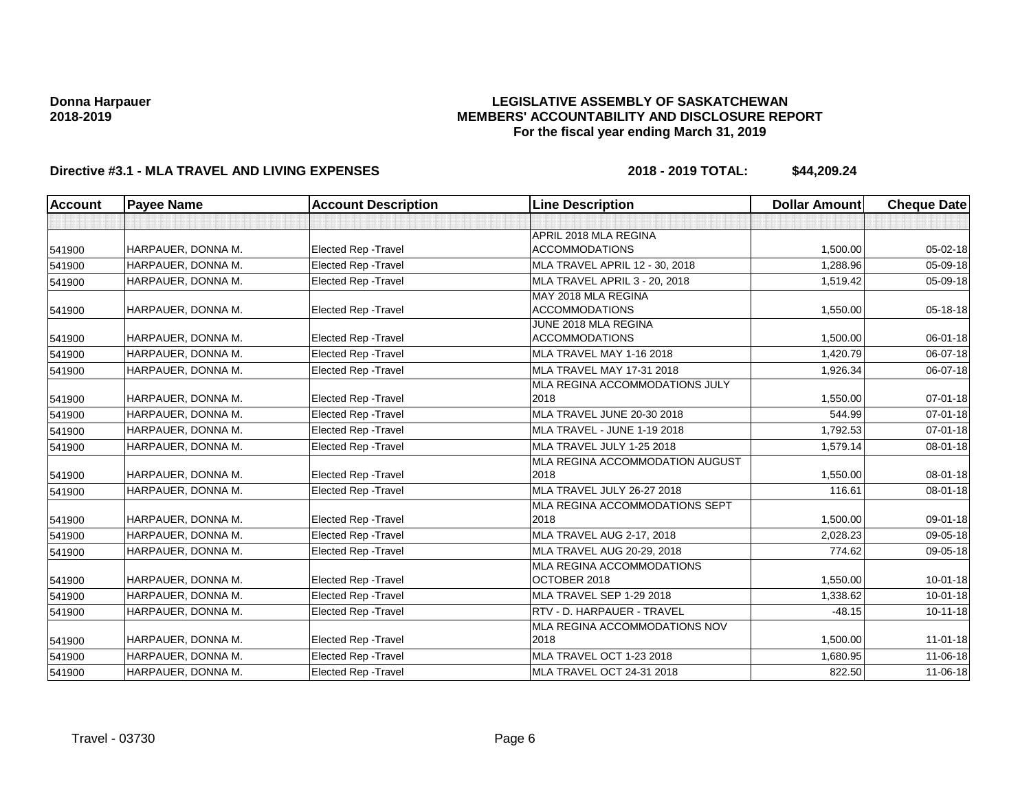**Donna Harpauer**
**2018-2019**

**LEGISLATIVE ASSEMBLY OF SASKATCHEWAN**
**MEMBERS' ACCOUNTABILITY AND DISCLOSURE REPORT**
**For the fiscal year ending March 31, 2019**

**Directive #3.1 - MLA TRAVEL AND LIVING EXPENSES** **2018 - 2019 TOTAL: $44,209.24**

| Account | Payee Name | Account Description | Line Description | Dollar Amount | Cheque Date |
|---|---|---|---|---|---|
| | | | | | |
| 541900 | HARPAUER, DONNA M. | Elected Rep -Travel | APRIL 2018 MLA REGINA ACCOMMODATIONS | 1,500.00 | 05-02-18 |
| 541900 | HARPAUER, DONNA M. | Elected Rep -Travel | MLA TRAVEL APRIL 12 - 30, 2018 | 1,288.96 | 05-09-18 |
| 541900 | HARPAUER, DONNA M. | Elected Rep -Travel | MLA TRAVEL APRIL 3 - 20, 2018 | 1,519.42 | 05-09-18 |
| 541900 | HARPAUER, DONNA M. | Elected Rep -Travel | MAY 2018 MLA REGINA ACCOMMODATIONS | 1,550.00 | 05-18-18 |
| 541900 | HARPAUER, DONNA M. | Elected Rep -Travel | JUNE 2018 MLA REGINA ACCOMMODATIONS | 1,500.00 | 06-01-18 |
| 541900 | HARPAUER, DONNA M. | Elected Rep -Travel | MLA TRAVEL MAY 1-16 2018 | 1,420.79 | 06-07-18 |
| 541900 | HARPAUER, DONNA M. | Elected Rep -Travel | MLA TRAVEL MAY 17-31 2018 | 1,926.34 | 06-07-18 |
| 541900 | HARPAUER, DONNA M. | Elected Rep -Travel | MLA REGINA ACCOMMODATIONS JULY 2018 | 1,550.00 | 07-01-18 |
| 541900 | HARPAUER, DONNA M. | Elected Rep -Travel | MLA TRAVEL JUNE 20-30 2018 | 544.99 | 07-01-18 |
| 541900 | HARPAUER, DONNA M. | Elected Rep -Travel | MLA TRAVEL - JUNE 1-19 2018 | 1,792.53 | 07-01-18 |
| 541900 | HARPAUER, DONNA M. | Elected Rep -Travel | MLA TRAVEL JULY 1-25 2018 | 1,579.14 | 08-01-18 |
| 541900 | HARPAUER, DONNA M. | Elected Rep -Travel | MLA REGINA ACCOMMODATION AUGUST 2018 | 1,550.00 | 08-01-18 |
| 541900 | HARPAUER, DONNA M. | Elected Rep -Travel | MLA TRAVEL JULY 26-27 2018 | 116.61 | 08-01-18 |
| 541900 | HARPAUER, DONNA M. | Elected Rep -Travel | MLA REGINA ACCOMMODATIONS SEPT 2018 | 1,500.00 | 09-01-18 |
| 541900 | HARPAUER, DONNA M. | Elected Rep -Travel | MLA TRAVEL AUG 2-17, 2018 | 2,028.23 | 09-05-18 |
| 541900 | HARPAUER, DONNA M. | Elected Rep -Travel | MLA TRAVEL AUG 20-29, 2018 | 774.62 | 09-05-18 |
| 541900 | HARPAUER, DONNA M. | Elected Rep -Travel | MLA REGINA ACCOMMODATIONS OCTOBER 2018 | 1,550.00 | 10-01-18 |
| 541900 | HARPAUER, DONNA M. | Elected Rep -Travel | MLA TRAVEL SEP 1-29 2018 | 1,338.62 | 10-01-18 |
| 541900 | HARPAUER, DONNA M. | Elected Rep -Travel | RTV - D. HARPAUER - TRAVEL | -48.15 | 10-11-18 |
| 541900 | HARPAUER, DONNA M. | Elected Rep -Travel | MLA REGINA ACCOMMODATIONS NOV 2018 | 1,500.00 | 11-01-18 |
| 541900 | HARPAUER, DONNA M. | Elected Rep -Travel | MLA TRAVEL OCT 1-23 2018 | 1,680.95 | 11-06-18 |
| 541900 | HARPAUER, DONNA M. | Elected Rep -Travel | MLA TRAVEL OCT 24-31 2018 | 822.50 | 11-06-18 |

Travel - 03730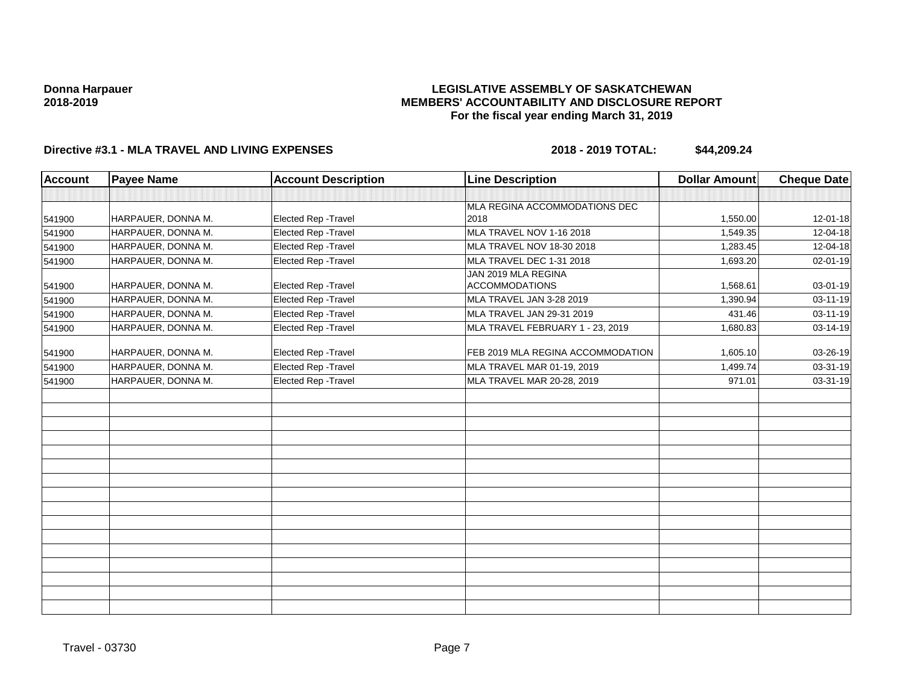**Donna Harpauer**
**2018-2019**

**LEGISLATIVE ASSEMBLY OF SASKATCHEWAN**
**MEMBERS' ACCOUNTABILITY AND DISCLOSURE REPORT**
**For the fiscal year ending March 31, 2019**

**Directive #3.1 - MLA TRAVEL AND LIVING EXPENSES** **2018 - 2019 TOTAL: $44,209.24**

| Account | Payee Name | Account Description | Line Description | Dollar Amount | Cheque Date |
|---|---|---|---|---|---|
| | | | | | |
| 541900 | HARPAUER, DONNA M. | Elected Rep -Travel | MLA REGINA ACCOMMODATIONS DEC 2018 | 1,550.00 | 12-01-18 |
| 541900 | HARPAUER, DONNA M. | Elected Rep -Travel | MLA TRAVEL NOV 1-16 2018 | 1,549.35 | 12-04-18 |
| 541900 | HARPAUER, DONNA M. | Elected Rep -Travel | MLA TRAVEL NOV 18-30 2018 | 1,283.45 | 12-04-18 |
| 541900 | HARPAUER, DONNA M. | Elected Rep -Travel | MLA TRAVEL DEC 1-31 2018 | 1,693.20 | 02-01-19 |
| 541900 | HARPAUER, DONNA M. | Elected Rep -Travel | JAN 2019 MLA REGINA ACCOMMODATIONS | 1,568.61 | 03-01-19 |
| 541900 | HARPAUER, DONNA M. | Elected Rep -Travel | MLA TRAVEL JAN 3-28 2019 | 1,390.94 | 03-11-19 |
| 541900 | HARPAUER, DONNA M. | Elected Rep -Travel | MLA TRAVEL JAN 29-31 2019 | 431.46 | 03-11-19 |
| 541900 | HARPAUER, DONNA M. | Elected Rep -Travel | MLA TRAVEL FEBRUARY 1 - 23, 2019 | 1,680.83 | 03-14-19 |
| 541900 | HARPAUER, DONNA M. | Elected Rep -Travel | FEB 2019 MLA REGINA ACCOMMODATION | 1,605.10 | 03-26-19 |
| 541900 | HARPAUER, DONNA M. | Elected Rep -Travel | MLA TRAVEL MAR 01-19, 2019 | 1,499.74 | 03-31-19 |
| 541900 | HARPAUER, DONNA M. | Elected Rep -Travel | MLA TRAVEL MAR 20-28, 2019 | 971.01 | 03-31-19 |

Travel - 03730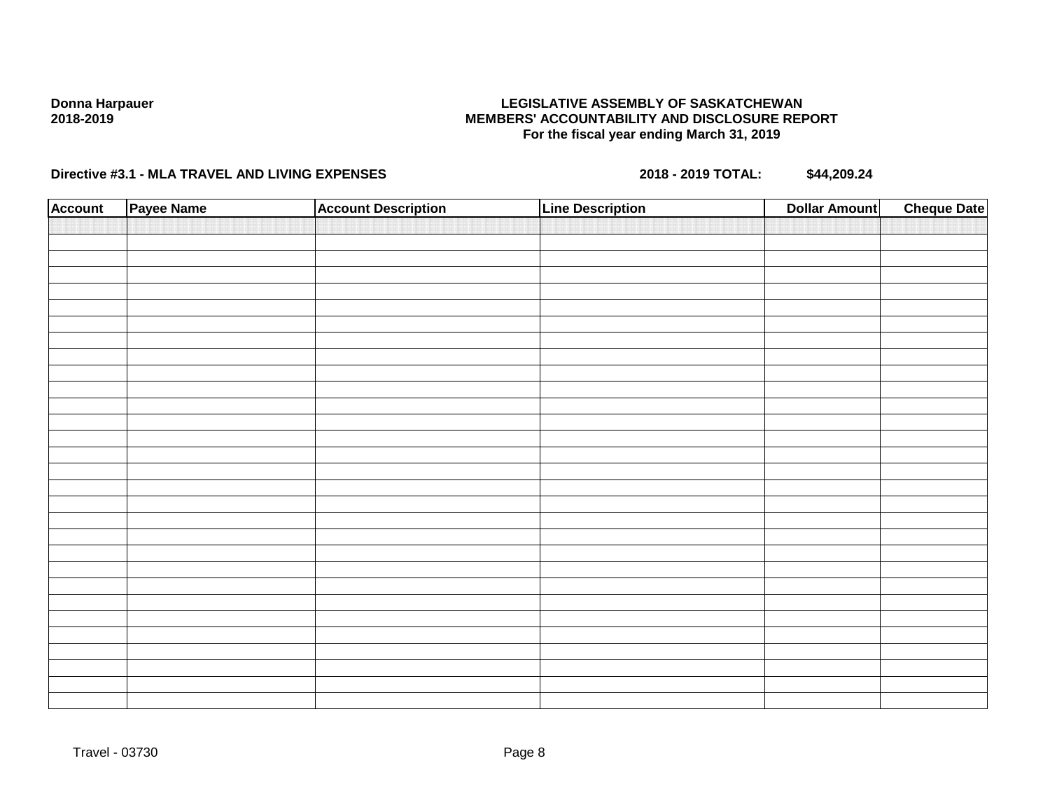**Donna Harpauer**
**2018-2019**

**LEGISLATIVE ASSEMBLY OF SASKATCHEWAN**
**MEMBERS' ACCOUNTABILITY AND DISCLOSURE REPORT**
**For the fiscal year ending March 31, 2019**

**Directive #3.1 - MLA TRAVEL AND LIVING EXPENSES** **2018 - 2019 TOTAL: $44,209.24**

| Account | Payee Name | Account Description | Line Description | Dollar Amount | Cheque Date |
|---|---|---|---|---|---|
| | | | | | |

Travel - 03730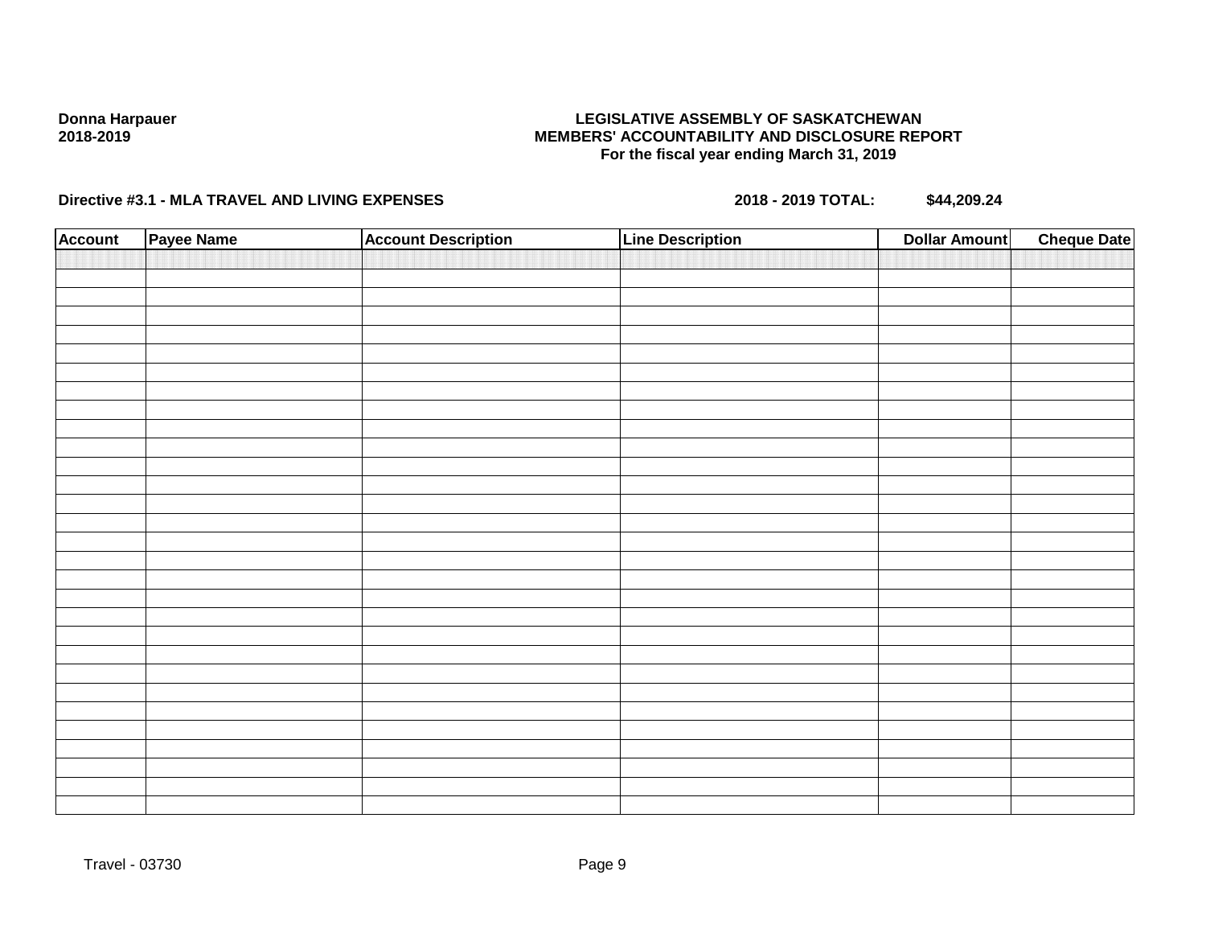**Donna Harpauer**
**2018-2019**

**LEGISLATIVE ASSEMBLY OF SASKATCHEWAN**
**MEMBERS' ACCOUNTABILITY AND DISCLOSURE REPORT**
**For the fiscal year ending March 31, 2019**

**Directive #3.1 - MLA TRAVEL AND LIVING EXPENSES** **2018 - 2019 TOTAL: $44,209.24**

| Account | Payee Name | Account Description | Line Description | Dollar Amount | Cheque Date |
|---|---|---|---|---|---|
| | | | | | |

Travel - 03730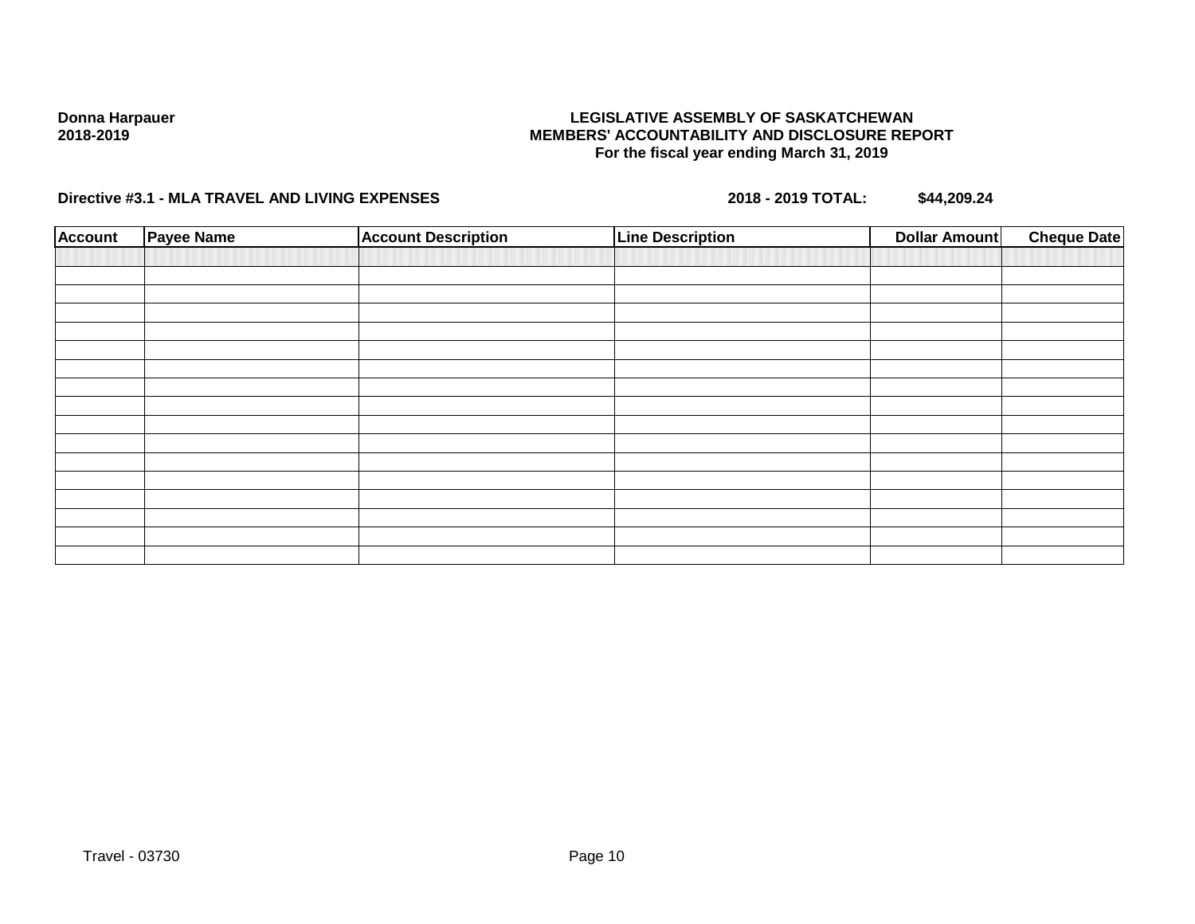**Donna Harpauer**
**2018-2019**

**LEGISLATIVE ASSEMBLY OF SASKATCHEWAN**
**MEMBERS' ACCOUNTABILITY AND DISCLOSURE REPORT**
**For the fiscal year ending March 31, 2019**

**Directive #3.1 - MLA TRAVEL AND LIVING EXPENSES** **2018 - 2019 TOTAL:** **$44,209.24**

| Account | Payee Name | Account Description | Line Description | Dollar Amount | Cheque Date |
|---|---|---|---|---|---|
| | | | | | |
| | | | | | |
| | | | | | |
| | | | | | |
| | | | | | |
| | | | | | |
| | | | | | |
| | | | | | |
| | | | | | |
| | | | | | |
| | | | | | |
| | | | | | |
| | | | | | |
| | | | | | |
| | | | | | |
| | | | | | |
| | | | | | |

Travel - 03730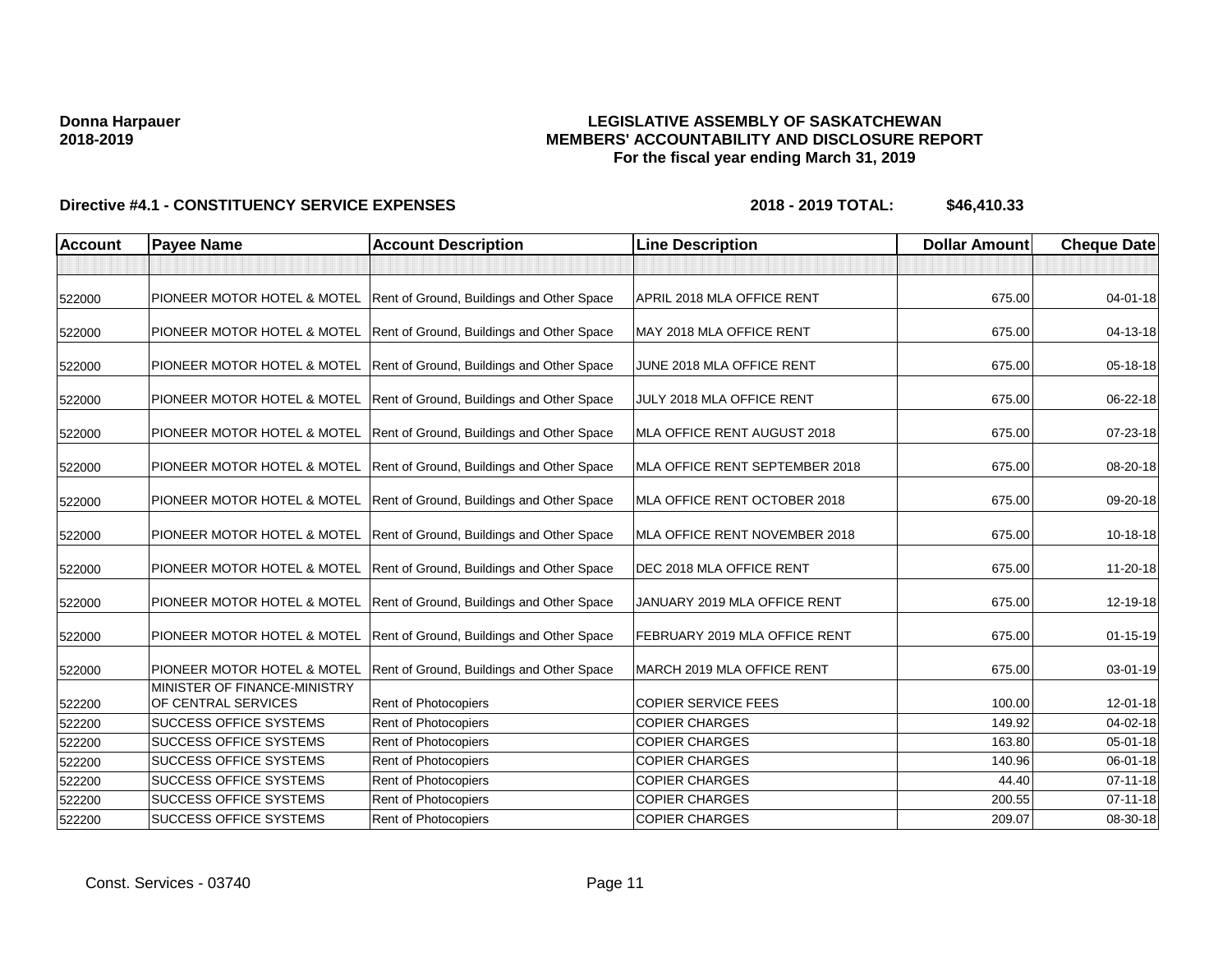**Donna Harpauer**
**2018-2019**

**LEGISLATIVE ASSEMBLY OF SASKATCHEWAN**
**MEMBERS' ACCOUNTABILITY AND DISCLOSURE REPORT**
**For the fiscal year ending March 31, 2019**

**Directive #4.1 - CONSTITUENCY SERVICE EXPENSES** **2018 - 2019 TOTAL: $46,410.33**

| Account | Payee Name | Account Description | Line Description | Dollar Amount | Cheque Date |
|---|---|---|---|---|---|
| | | | | | |
| 522000 | PIONEER MOTOR HOTEL & MOTEL | Rent of Ground, Buildings and Other Space | APRIL 2018 MLA OFFICE RENT | 675.00 | 04-01-18 |
| 522000 | PIONEER MOTOR HOTEL & MOTEL | Rent of Ground, Buildings and Other Space | MAY 2018 MLA OFFICE RENT | 675.00 | 04-13-18 |
| 522000 | PIONEER MOTOR HOTEL & MOTEL | Rent of Ground, Buildings and Other Space | JUNE 2018 MLA OFFICE RENT | 675.00 | 05-18-18 |
| 522000 | PIONEER MOTOR HOTEL & MOTEL | Rent of Ground, Buildings and Other Space | JULY 2018 MLA OFFICE RENT | 675.00 | 06-22-18 |
| 522000 | PIONEER MOTOR HOTEL & MOTEL | Rent of Ground, Buildings and Other Space | MLA OFFICE RENT AUGUST 2018 | 675.00 | 07-23-18 |
| 522000 | PIONEER MOTOR HOTEL & MOTEL | Rent of Ground, Buildings and Other Space | MLA OFFICE RENT SEPTEMBER 2018 | 675.00 | 08-20-18 |
| 522000 | PIONEER MOTOR HOTEL & MOTEL | Rent of Ground, Buildings and Other Space | MLA OFFICE RENT OCTOBER 2018 | 675.00 | 09-20-18 |
| 522000 | PIONEER MOTOR HOTEL & MOTEL | Rent of Ground, Buildings and Other Space | MLA OFFICE RENT NOVEMBER 2018 | 675.00 | 10-18-18 |
| 522000 | PIONEER MOTOR HOTEL & MOTEL | Rent of Ground, Buildings and Other Space | DEC 2018 MLA OFFICE RENT | 675.00 | 11-20-18 |
| 522000 | PIONEER MOTOR HOTEL & MOTEL | Rent of Ground, Buildings and Other Space | JANUARY 2019 MLA OFFICE RENT | 675.00 | 12-19-18 |
| 522000 | PIONEER MOTOR HOTEL & MOTEL | Rent of Ground, Buildings and Other Space | FEBRUARY 2019 MLA OFFICE RENT | 675.00 | 01-15-19 |
| 522000 | PIONEER MOTOR HOTEL & MOTEL | Rent of Ground, Buildings and Other Space | MARCH 2019 MLA OFFICE RENT | 675.00 | 03-01-19 |
| 522200 | MINISTER OF FINANCE-MINISTRY OF CENTRAL SERVICES | Rent of Photocopiers | COPIER SERVICE FEES | 100.00 | 12-01-18 |
| 522200 | SUCCESS OFFICE SYSTEMS | Rent of Photocopiers | COPIER CHARGES | 149.92 | 04-02-18 |
| 522200 | SUCCESS OFFICE SYSTEMS | Rent of Photocopiers | COPIER CHARGES | 163.80 | 05-01-18 |
| 522200 | SUCCESS OFFICE SYSTEMS | Rent of Photocopiers | COPIER CHARGES | 140.96 | 06-01-18 |
| 522200 | SUCCESS OFFICE SYSTEMS | Rent of Photocopiers | COPIER CHARGES | 44.40 | 07-11-18 |
| 522200 | SUCCESS OFFICE SYSTEMS | Rent of Photocopiers | COPIER CHARGES | 200.55 | 07-11-18 |
| 522200 | SUCCESS OFFICE SYSTEMS | Rent of Photocopiers | COPIER CHARGES | 209.07 | 08-30-18 |

Const. Services - 03740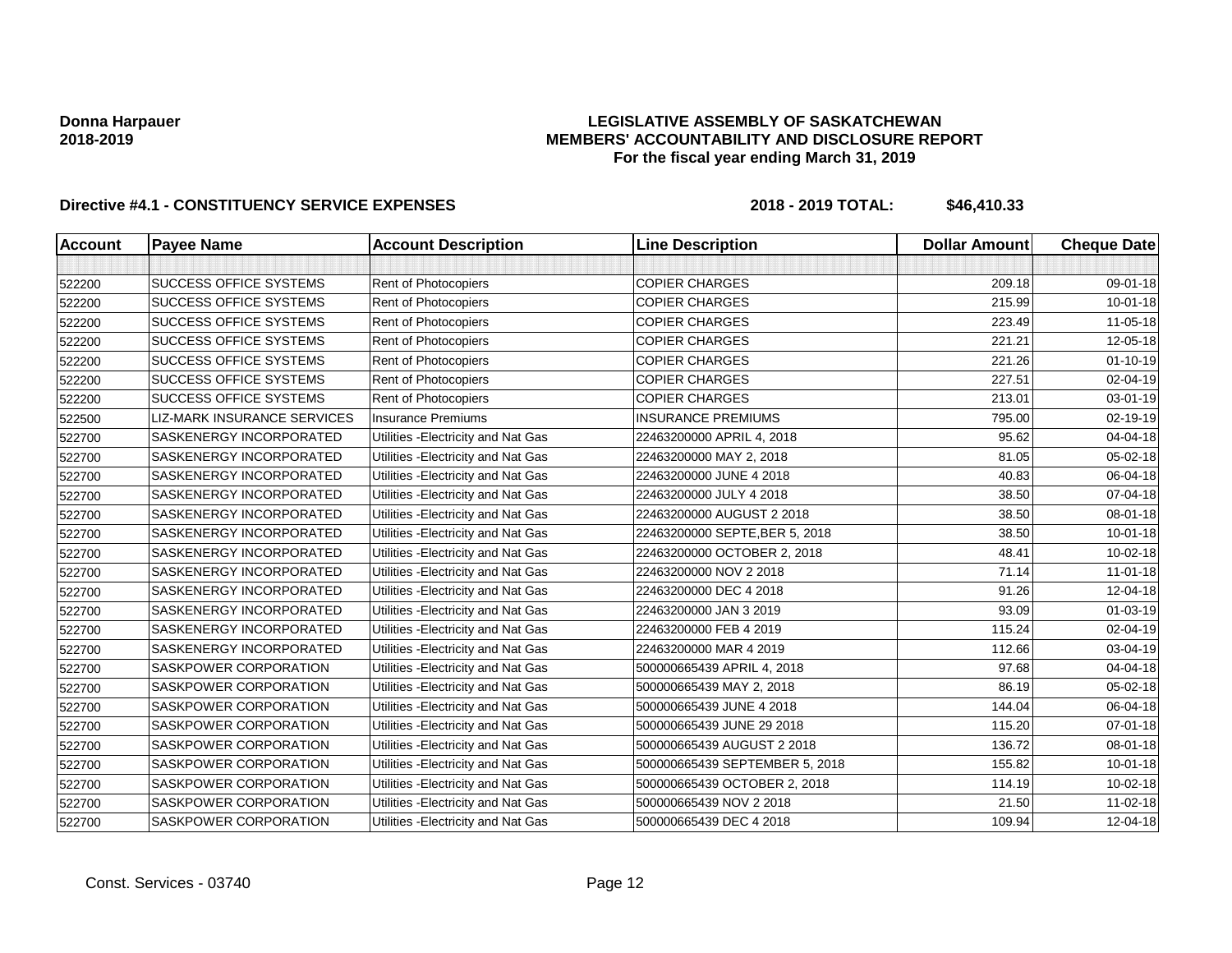**Donna Harpauer**
**2018-2019**

**LEGISLATIVE ASSEMBLY OF SASKATCHEWAN**
**MEMBERS' ACCOUNTABILITY AND DISCLOSURE REPORT**
**For the fiscal year ending March 31, 2019**

**Directive #4.1 - CONSTITUENCY SERVICE EXPENSES** **2018 - 2019 TOTAL: $46,410.33**

| Account | Payee Name | Account Description | Line Description | Dollar Amount | Cheque Date |
|---|---|---|---|---|---|
| | | | | | |
| 522200 | SUCCESS OFFICE SYSTEMS | Rent of Photocopiers | COPIER CHARGES | 209.18 | 09-01-18 |
| 522200 | SUCCESS OFFICE SYSTEMS | Rent of Photocopiers | COPIER CHARGES | 215.99 | 10-01-18 |
| 522200 | SUCCESS OFFICE SYSTEMS | Rent of Photocopiers | COPIER CHARGES | 223.49 | 11-05-18 |
| 522200 | SUCCESS OFFICE SYSTEMS | Rent of Photocopiers | COPIER CHARGES | 221.21 | 12-05-18 |
| 522200 | SUCCESS OFFICE SYSTEMS | Rent of Photocopiers | COPIER CHARGES | 221.26 | 01-10-19 |
| 522200 | SUCCESS OFFICE SYSTEMS | Rent of Photocopiers | COPIER CHARGES | 227.51 | 02-04-19 |
| 522200 | SUCCESS OFFICE SYSTEMS | Rent of Photocopiers | COPIER CHARGES | 213.01 | 03-01-19 |
| 522500 | LIZ-MARK INSURANCE SERVICES | Insurance Premiums | INSURANCE PREMIUMS | 795.00 | 02-19-19 |
| 522700 | SASKENERGY INCORPORATED | Utilities -Electricity and Nat Gas | 22463200000 APRIL 4, 2018 | 95.62 | 04-04-18 |
| 522700 | SASKENERGY INCORPORATED | Utilities -Electricity and Nat Gas | 22463200000 MAY 2, 2018 | 81.05 | 05-02-18 |
| 522700 | SASKENERGY INCORPORATED | Utilities -Electricity and Nat Gas | 22463200000 JUNE 4 2018 | 40.83 | 06-04-18 |
| 522700 | SASKENERGY INCORPORATED | Utilities -Electricity and Nat Gas | 22463200000 JULY 4 2018 | 38.50 | 07-04-18 |
| 522700 | SASKENERGY INCORPORATED | Utilities -Electricity and Nat Gas | 22463200000 AUGUST 2 2018 | 38.50 | 08-01-18 |
| 522700 | SASKENERGY INCORPORATED | Utilities -Electricity and Nat Gas | 22463200000 SEPTE,BER 5, 2018 | 38.50 | 10-01-18 |
| 522700 | SASKENERGY INCORPORATED | Utilities -Electricity and Nat Gas | 22463200000 OCTOBER 2, 2018 | 48.41 | 10-02-18 |
| 522700 | SASKENERGY INCORPORATED | Utilities -Electricity and Nat Gas | 22463200000 NOV 2 2018 | 71.14 | 11-01-18 |
| 522700 | SASKENERGY INCORPORATED | Utilities -Electricity and Nat Gas | 22463200000 DEC 4 2018 | 91.26 | 12-04-18 |
| 522700 | SASKENERGY INCORPORATED | Utilities -Electricity and Nat Gas | 22463200000 JAN 3 2019 | 93.09 | 01-03-19 |
| 522700 | SASKENERGY INCORPORATED | Utilities -Electricity and Nat Gas | 22463200000 FEB 4 2019 | 115.24 | 02-04-19 |
| 522700 | SASKENERGY INCORPORATED | Utilities -Electricity and Nat Gas | 22463200000 MAR 4 2019 | 112.66 | 03-04-19 |
| 522700 | SASKPOWER CORPORATION | Utilities -Electricity and Nat Gas | 500000665439 APRIL 4, 2018 | 97.68 | 04-04-18 |
| 522700 | SASKPOWER CORPORATION | Utilities -Electricity and Nat Gas | 500000665439 MAY 2, 2018 | 86.19 | 05-02-18 |
| 522700 | SASKPOWER CORPORATION | Utilities -Electricity and Nat Gas | 500000665439 JUNE 4 2018 | 144.04 | 06-04-18 |
| 522700 | SASKPOWER CORPORATION | Utilities -Electricity and Nat Gas | 500000665439 JUNE 29 2018 | 115.20 | 07-01-18 |
| 522700 | SASKPOWER CORPORATION | Utilities -Electricity and Nat Gas | 500000665439 AUGUST 2 2018 | 136.72 | 08-01-18 |
| 522700 | SASKPOWER CORPORATION | Utilities -Electricity and Nat Gas | 500000665439 SEPTEMBER 5, 2018 | 155.82 | 10-01-18 |
| 522700 | SASKPOWER CORPORATION | Utilities -Electricity and Nat Gas | 500000665439 OCTOBER 2, 2018 | 114.19 | 10-02-18 |
| 522700 | SASKPOWER CORPORATION | Utilities -Electricity and Nat Gas | 500000665439 NOV 2 2018 | 21.50 | 11-02-18 |
| 522700 | SASKPOWER CORPORATION | Utilities -Electricity and Nat Gas | 500000665439 DEC 4 2018 | 109.94 | 12-04-18 |

Const. Services - 03740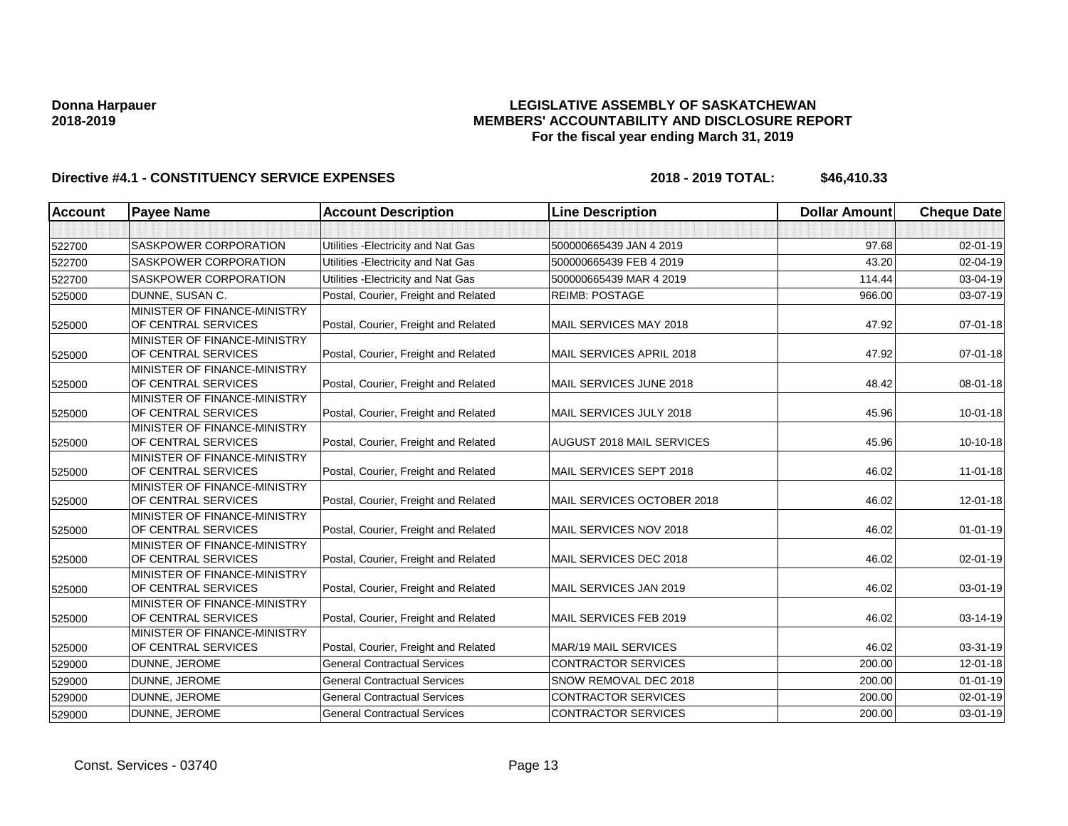**Donna Harpauer**
**2018-2019**

**LEGISLATIVE ASSEMBLY OF SASKATCHEWAN**
**MEMBERS' ACCOUNTABILITY AND DISCLOSURE REPORT**
**For the fiscal year ending March 31, 2019**

**Directive #4.1 - CONSTITUENCY SERVICE EXPENSES** **2018 - 2019 TOTAL: $46,410.33**

| Account | Payee Name | Account Description | Line Description | Dollar Amount | Cheque Date |
|---|---|---|---|---|---|
| | | | | | |
| 522700 | SASKPOWER CORPORATION | Utilities -Electricity and Nat Gas | 500000665439 JAN 4 2019 | 97.68 | 02-01-19 |
| 522700 | SASKPOWER CORPORATION | Utilities -Electricity and Nat Gas | 500000665439 FEB 4 2019 | 43.20 | 02-04-19 |
| 522700 | SASKPOWER CORPORATION | Utilities -Electricity and Nat Gas | 500000665439 MAR 4 2019 | 114.44 | 03-04-19 |
| 525000 | DUNNE, SUSAN C. | Postal, Courier, Freight and Related | REIMB: POSTAGE | 966.00 | 03-07-19 |
| 525000 | MINISTER OF FINANCE-MINISTRY OF CENTRAL SERVICES | Postal, Courier, Freight and Related | MAIL SERVICES MAY 2018 | 47.92 | 07-01-18 |
| 525000 | MINISTER OF FINANCE-MINISTRY OF CENTRAL SERVICES | Postal, Courier, Freight and Related | MAIL SERVICES APRIL 2018 | 47.92 | 07-01-18 |
| 525000 | MINISTER OF FINANCE-MINISTRY OF CENTRAL SERVICES | Postal, Courier, Freight and Related | MAIL SERVICES JUNE 2018 | 48.42 | 08-01-18 |
| 525000 | MINISTER OF FINANCE-MINISTRY OF CENTRAL SERVICES | Postal, Courier, Freight and Related | MAIL SERVICES JULY 2018 | 45.96 | 10-01-18 |
| 525000 | MINISTER OF FINANCE-MINISTRY OF CENTRAL SERVICES | Postal, Courier, Freight and Related | AUGUST 2018 MAIL SERVICES | 45.96 | 10-10-18 |
| 525000 | MINISTER OF FINANCE-MINISTRY OF CENTRAL SERVICES | Postal, Courier, Freight and Related | MAIL SERVICES SEPT 2018 | 46.02 | 11-01-18 |
| 525000 | MINISTER OF FINANCE-MINISTRY OF CENTRAL SERVICES | Postal, Courier, Freight and Related | MAIL SERVICES OCTOBER 2018 | 46.02 | 12-01-18 |
| 525000 | MINISTER OF FINANCE-MINISTRY OF CENTRAL SERVICES | Postal, Courier, Freight and Related | MAIL SERVICES NOV 2018 | 46.02 | 01-01-19 |
| 525000 | MINISTER OF FINANCE-MINISTRY OF CENTRAL SERVICES | Postal, Courier, Freight and Related | MAIL SERVICES DEC 2018 | 46.02 | 02-01-19 |
| 525000 | MINISTER OF FINANCE-MINISTRY OF CENTRAL SERVICES | Postal, Courier, Freight and Related | MAIL SERVICES JAN 2019 | 46.02 | 03-01-19 |
| 525000 | MINISTER OF FINANCE-MINISTRY OF CENTRAL SERVICES | Postal, Courier, Freight and Related | MAIL SERVICES FEB 2019 | 46.02 | 03-14-19 |
| 525000 | MINISTER OF FINANCE-MINISTRY OF CENTRAL SERVICES | Postal, Courier, Freight and Related | MAR/19 MAIL SERVICES | 46.02 | 03-31-19 |
| 529000 | DUNNE, JEROME | General Contractual Services | CONTRACTOR SERVICES | 200.00 | 12-01-18 |
| 529000 | DUNNE, JEROME | General Contractual Services | SNOW REMOVAL DEC 2018 | 200.00 | 01-01-19 |
| 529000 | DUNNE, JEROME | General Contractual Services | CONTRACTOR SERVICES | 200.00 | 02-01-19 |
| 529000 | DUNNE, JEROME | General Contractual Services | CONTRACTOR SERVICES | 200.00 | 03-01-19 |

Const. Services - 03740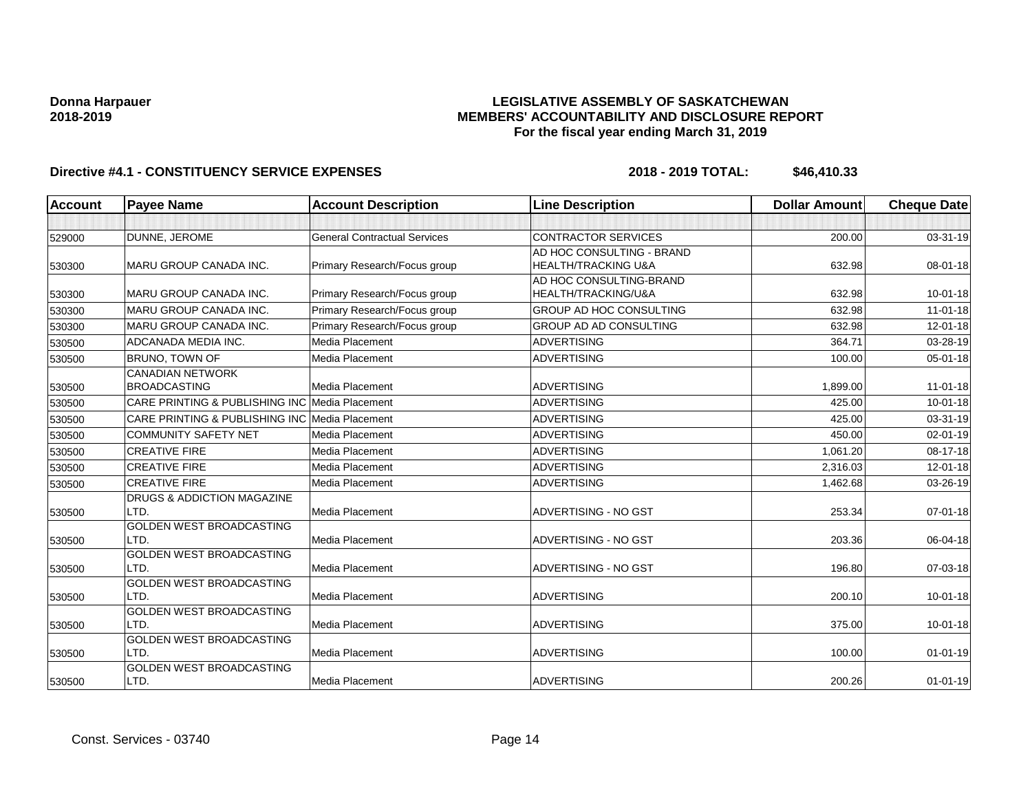**Donna Harpauer**
**2018-2019**

**LEGISLATIVE ASSEMBLY OF SASKATCHEWAN**
**MEMBERS' ACCOUNTABILITY AND DISCLOSURE REPORT**
**For the fiscal year ending March 31, 2019**

**Directive #4.1 - CONSTITUENCY SERVICE EXPENSES** **2018 - 2019 TOTAL: $46,410.33**

| Account | Payee Name | Account Description | Line Description | Dollar Amount | Cheque Date |
|---|---|---|---|---|---|
| | | | | | |
| 529000 | DUNNE, JEROME | General Contractual Services | CONTRACTOR SERVICES | 200.00 | 03-31-19 |
| 530300 | MARU GROUP CANADA INC. | Primary Research/Focus group | AD HOC CONSULTING - BRAND HEALTH/TRACKING U&A | 632.98 | 08-01-18 |
| 530300 | MARU GROUP CANADA INC. | Primary Research/Focus group | AD HOC CONSULTING-BRAND HEALTH/TRACKING/U&A | 632.98 | 10-01-18 |
| 530300 | MARU GROUP CANADA INC. | Primary Research/Focus group | GROUP AD HOC CONSULTING | 632.98 | 11-01-18 |
| 530300 | MARU GROUP CANADA INC. | Primary Research/Focus group | GROUP AD AD CONSULTING | 632.98 | 12-01-18 |
| 530500 | ADCANADA MEDIA INC. | Media Placement | ADVERTISING | 364.71 | 03-28-19 |
| 530500 | BRUNO, TOWN OF | Media Placement | ADVERTISING | 100.00 | 05-01-18 |
| 530500 | CANADIAN NETWORK BROADCASTING | Media Placement | ADVERTISING | 1,899.00 | 11-01-18 |
| 530500 | CARE PRINTING & PUBLISHING INC | Media Placement | ADVERTISING | 425.00 | 10-01-18 |
| 530500 | CARE PRINTING & PUBLISHING INC | Media Placement | ADVERTISING | 425.00 | 03-31-19 |
| 530500 | COMMUNITY SAFETY NET | Media Placement | ADVERTISING | 450.00 | 02-01-19 |
| 530500 | CREATIVE FIRE | Media Placement | ADVERTISING | 1,061.20 | 08-17-18 |
| 530500 | CREATIVE FIRE | Media Placement | ADVERTISING | 2,316.03 | 12-01-18 |
| 530500 | CREATIVE FIRE | Media Placement | ADVERTISING | 1,462.68 | 03-26-19 |
| 530500 | DRUGS & ADDICTION MAGAZINE LTD. | Media Placement | ADVERTISING - NO GST | 253.34 | 07-01-18 |
| 530500 | GOLDEN WEST BROADCASTING LTD. | Media Placement | ADVERTISING - NO GST | 203.36 | 06-04-18 |
| 530500 | GOLDEN WEST BROADCASTING LTD. | Media Placement | ADVERTISING - NO GST | 196.80 | 07-03-18 |
| 530500 | GOLDEN WEST BROADCASTING LTD. | Media Placement | ADVERTISING | 200.10 | 10-01-18 |
| 530500 | GOLDEN WEST BROADCASTING LTD. | Media Placement | ADVERTISING | 375.00 | 10-01-18 |
| 530500 | GOLDEN WEST BROADCASTING LTD. | Media Placement | ADVERTISING | 100.00 | 01-01-19 |
| 530500 | GOLDEN WEST BROADCASTING LTD. | Media Placement | ADVERTISING | 200.26 | 01-01-19 |

Const. Services - 03740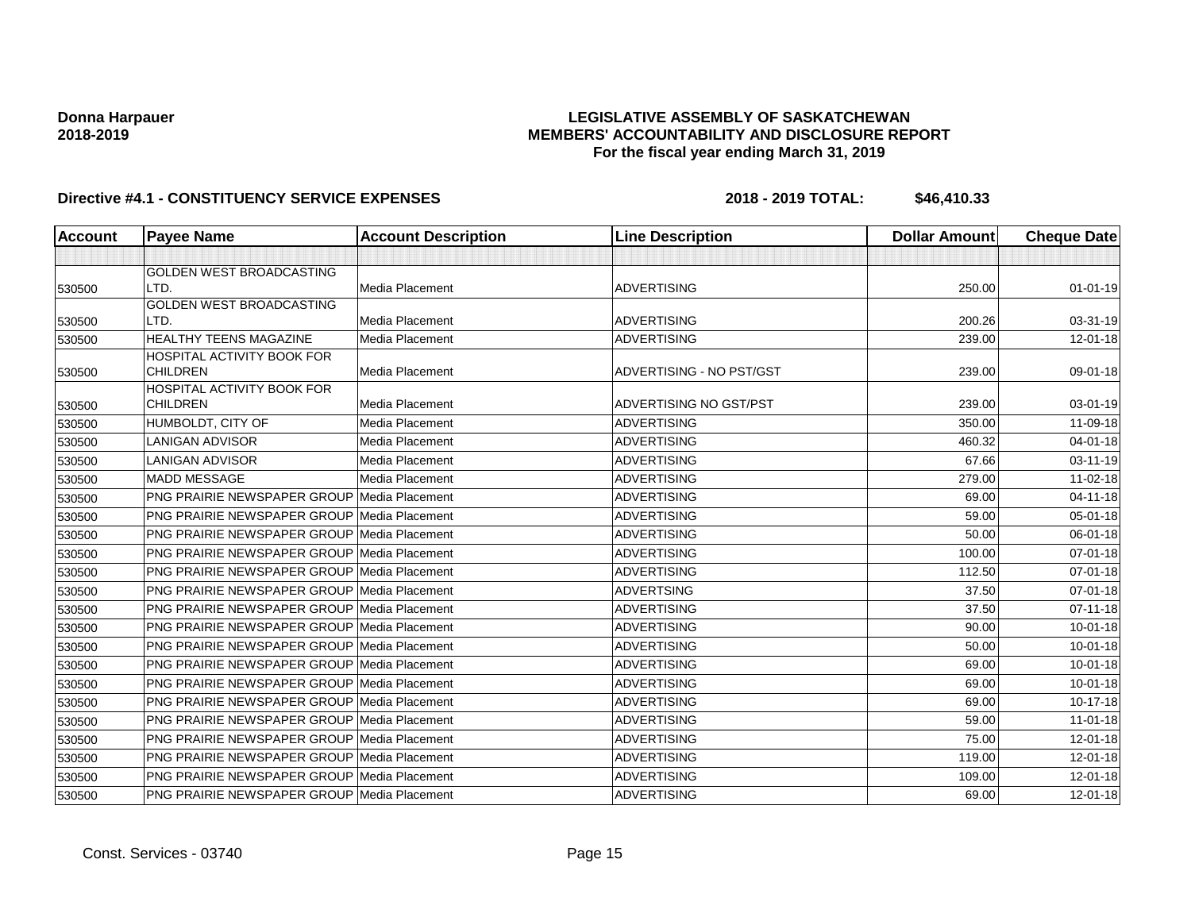**Donna Harpauer**
**2018-2019**

**LEGISLATIVE ASSEMBLY OF SASKATCHEWAN**
**MEMBERS' ACCOUNTABILITY AND DISCLOSURE REPORT**
**For the fiscal year ending March 31, 2019**

**Directive #4.1 - CONSTITUENCY SERVICE EXPENSES** **2018 - 2019 TOTAL: $46,410.33**

| Account | Payee Name | Account Description | Line Description | Dollar Amount | Cheque Date |
|---|---|---|---|---|---|
| | | | | | |
| 530500 | GOLDEN WEST BROADCASTING LTD. | Media Placement | ADVERTISING | 250.00 | 01-01-19 |
| 530500 | GOLDEN WEST BROADCASTING LTD. | Media Placement | ADVERTISING | 200.26 | 03-31-19 |
| 530500 | HEALTHY TEENS MAGAZINE | Media Placement | ADVERTISING | 239.00 | 12-01-18 |
| 530500 | HOSPITAL ACTIVITY BOOK FOR CHILDREN | Media Placement | ADVERTISING - NO PST/GST | 239.00 | 09-01-18 |
| 530500 | HOSPITAL ACTIVITY BOOK FOR CHILDREN | Media Placement | ADVERTISING NO GST/PST | 239.00 | 03-01-19 |
| 530500 | HUMBOLDT, CITY OF | Media Placement | ADVERTISING | 350.00 | 11-09-18 |
| 530500 | LANIGAN ADVISOR | Media Placement | ADVERTISING | 460.32 | 04-01-18 |
| 530500 | LANIGAN ADVISOR | Media Placement | ADVERTISING | 67.66 | 03-11-19 |
| 530500 | MADD MESSAGE | Media Placement | ADVERTISING | 279.00 | 11-02-18 |
| 530500 | PNG PRAIRIE NEWSPAPER GROUP | Media Placement | ADVERTISING | 69.00 | 04-11-18 |
| 530500 | PNG PRAIRIE NEWSPAPER GROUP | Media Placement | ADVERTISING | 59.00 | 05-01-18 |
| 530500 | PNG PRAIRIE NEWSPAPER GROUP | Media Placement | ADVERTISING | 50.00 | 06-01-18 |
| 530500 | PNG PRAIRIE NEWSPAPER GROUP | Media Placement | ADVERTISING | 100.00 | 07-01-18 |
| 530500 | PNG PRAIRIE NEWSPAPER GROUP | Media Placement | ADVERTISING | 112.50 | 07-01-18 |
| 530500 | PNG PRAIRIE NEWSPAPER GROUP | Media Placement | ADVERTSING | 37.50 | 07-01-18 |
| 530500 | PNG PRAIRIE NEWSPAPER GROUP | Media Placement | ADVERTISING | 37.50 | 07-11-18 |
| 530500 | PNG PRAIRIE NEWSPAPER GROUP | Media Placement | ADVERTISING | 90.00 | 10-01-18 |
| 530500 | PNG PRAIRIE NEWSPAPER GROUP | Media Placement | ADVERTISING | 50.00 | 10-01-18 |
| 530500 | PNG PRAIRIE NEWSPAPER GROUP | Media Placement | ADVERTISING | 69.00 | 10-01-18 |
| 530500 | PNG PRAIRIE NEWSPAPER GROUP | Media Placement | ADVERTISING | 69.00 | 10-01-18 |
| 530500 | PNG PRAIRIE NEWSPAPER GROUP | Media Placement | ADVERTISING | 69.00 | 10-17-18 |
| 530500 | PNG PRAIRIE NEWSPAPER GROUP | Media Placement | ADVERTISING | 59.00 | 11-01-18 |
| 530500 | PNG PRAIRIE NEWSPAPER GROUP | Media Placement | ADVERTISING | 75.00 | 12-01-18 |
| 530500 | PNG PRAIRIE NEWSPAPER GROUP | Media Placement | ADVERTISING | 119.00 | 12-01-18 |
| 530500 | PNG PRAIRIE NEWSPAPER GROUP | Media Placement | ADVERTISING | 109.00 | 12-01-18 |
| 530500 | PNG PRAIRIE NEWSPAPER GROUP | Media Placement | ADVERTISING | 69.00 | 12-01-18 |

Const. Services - 03740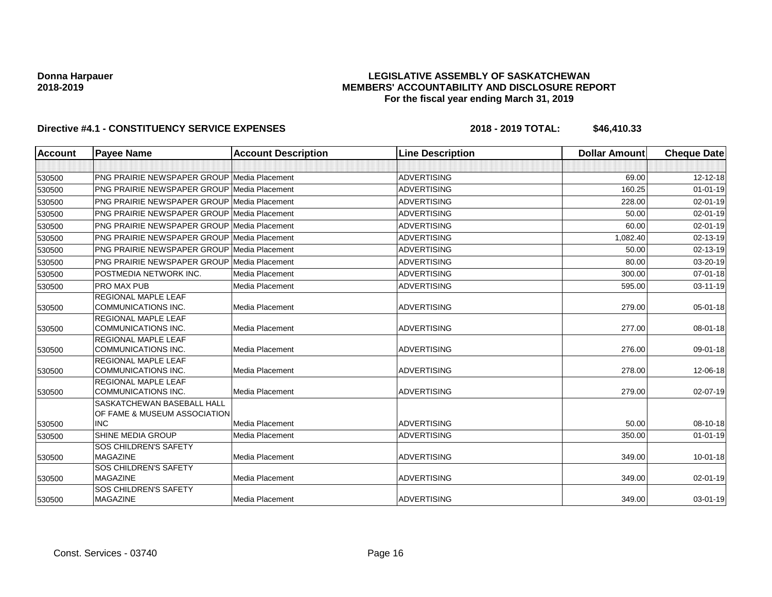**Donna Harpauer**
**2018-2019**

**LEGISLATIVE ASSEMBLY OF SASKATCHEWAN**
**MEMBERS' ACCOUNTABILITY AND DISCLOSURE REPORT**
**For the fiscal year ending March 31, 2019**

**Directive #4.1 - CONSTITUENCY SERVICE EXPENSES** **2018 - 2019 TOTAL: $46,410.33**

| Account | Payee Name | Account Description | Line Description | Dollar Amount | Cheque Date |
|---|---|---|---|---|---|
| | | | | | |
| 530500 | PNG PRAIRIE NEWSPAPER GROUP | Media Placement | ADVERTISING | 69.00 | 12-12-18 |
| 530500 | PNG PRAIRIE NEWSPAPER GROUP | Media Placement | ADVERTISING | 160.25 | 01-01-19 |
| 530500 | PNG PRAIRIE NEWSPAPER GROUP | Media Placement | ADVERTISING | 228.00 | 02-01-19 |
| 530500 | PNG PRAIRIE NEWSPAPER GROUP | Media Placement | ADVERTISING | 50.00 | 02-01-19 |
| 530500 | PNG PRAIRIE NEWSPAPER GROUP | Media Placement | ADVERTISING | 60.00 | 02-01-19 |
| 530500 | PNG PRAIRIE NEWSPAPER GROUP | Media Placement | ADVERTISING | 1,082.40 | 02-13-19 |
| 530500 | PNG PRAIRIE NEWSPAPER GROUP | Media Placement | ADVERTISING | 50.00 | 02-13-19 |
| 530500 | PNG PRAIRIE NEWSPAPER GROUP | Media Placement | ADVERTISING | 80.00 | 03-20-19 |
| 530500 | POSTMEDIA NETWORK INC. | Media Placement | ADVERTISING | 300.00 | 07-01-18 |
| 530500 | PRO MAX PUB | Media Placement | ADVERTISING | 595.00 | 03-11-19 |
| 530500 | REGIONAL MAPLE LEAF COMMUNICATIONS INC. | Media Placement | ADVERTISING | 279.00 | 05-01-18 |
| 530500 | REGIONAL MAPLE LEAF COMMUNICATIONS INC. | Media Placement | ADVERTISING | 277.00 | 08-01-18 |
| 530500 | REGIONAL MAPLE LEAF COMMUNICATIONS INC. | Media Placement | ADVERTISING | 276.00 | 09-01-18 |
| 530500 | REGIONAL MAPLE LEAF COMMUNICATIONS INC. | Media Placement | ADVERTISING | 278.00 | 12-06-18 |
| 530500 | REGIONAL MAPLE LEAF COMMUNICATIONS INC. | Media Placement | ADVERTISING | 279.00 | 02-07-19 |
| 530500 | SASKATCHEWAN BASEBALL HALL OF FAME & MUSEUM ASSOCIATION INC | Media Placement | ADVERTISING | 50.00 | 08-10-18 |
| 530500 | SHINE MEDIA GROUP | Media Placement | ADVERTISING | 350.00 | 01-01-19 |
| 530500 | SOS CHILDREN'S SAFETY MAGAZINE | Media Placement | ADVERTISING | 349.00 | 10-01-18 |
| 530500 | SOS CHILDREN'S SAFETY MAGAZINE | Media Placement | ADVERTISING | 349.00 | 02-01-19 |
| 530500 | SOS CHILDREN'S SAFETY MAGAZINE | Media Placement | ADVERTISING | 349.00 | 03-01-19 |

Const. Services - 03740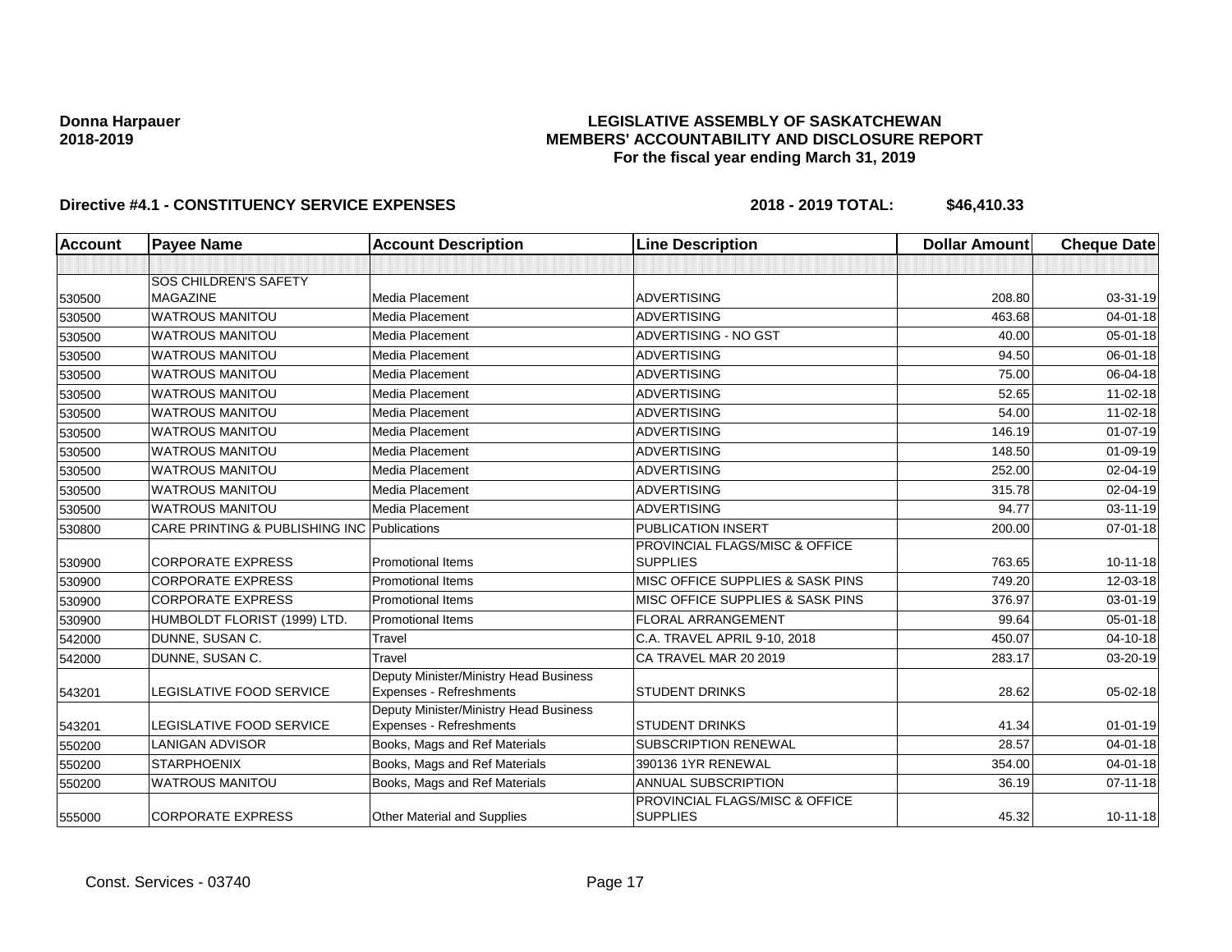**Donna Harpauer**
**2018-2019**

**LEGISLATIVE ASSEMBLY OF SASKATCHEWAN**
**MEMBERS' ACCOUNTABILITY AND DISCLOSURE REPORT**
**For the fiscal year ending March 31, 2019**

**Directive #4.1 - CONSTITUENCY SERVICE EXPENSES** **2018 - 2019 TOTAL: $46,410.33**

| Account | Payee Name | Account Description | Line Description | Dollar Amount | Cheque Date |
|---|---|---|---|---|---|
| | | | | | |
| 530500 | SOS CHILDREN'S SAFETY MAGAZINE | Media Placement | ADVERTISING | 208.80 | 03-31-19 |
| 530500 | WATROUS MANITOU | Media Placement | ADVERTISING | 463.68 | 04-01-18 |
| 530500 | WATROUS MANITOU | Media Placement | ADVERTISING - NO GST | 40.00 | 05-01-18 |
| 530500 | WATROUS MANITOU | Media Placement | ADVERTISING | 94.50 | 06-01-18 |
| 530500 | WATROUS MANITOU | Media Placement | ADVERTISING | 75.00 | 06-04-18 |
| 530500 | WATROUS MANITOU | Media Placement | ADVERTISING | 52.65 | 11-02-18 |
| 530500 | WATROUS MANITOU | Media Placement | ADVERTISING | 54.00 | 11-02-18 |
| 530500 | WATROUS MANITOU | Media Placement | ADVERTISING | 146.19 | 01-07-19 |
| 530500 | WATROUS MANITOU | Media Placement | ADVERTISING | 148.50 | 01-09-19 |
| 530500 | WATROUS MANITOU | Media Placement | ADVERTISING | 252.00 | 02-04-19 |
| 530500 | WATROUS MANITOU | Media Placement | ADVERTISING | 315.78 | 02-04-19 |
| 530500 | WATROUS MANITOU | Media Placement | ADVERTISING | 94.77 | 03-11-19 |
| 530800 | CARE PRINTING & PUBLISHING INC | Publications | PUBLICATION INSERT | 200.00 | 07-01-18 |
| 530900 | CORPORATE EXPRESS | Promotional Items | PROVINCIAL FLAGS/MISC & OFFICE SUPPLIES | 763.65 | 10-11-18 |
| 530900 | CORPORATE EXPRESS | Promotional Items | MISC OFFICE SUPPLIES & SASK PINS | 749.20 | 12-03-18 |
| 530900 | CORPORATE EXPRESS | Promotional Items | MISC OFFICE SUPPLIES & SASK PINS | 376.97 | 03-01-19 |
| 530900 | HUMBOLDT FLORIST (1999) LTD. | Promotional Items | FLORAL ARRANGEMENT | 99.64 | 05-01-18 |
| 542000 | DUNNE, SUSAN C. | Travel | C.A. TRAVEL APRIL 9-10, 2018 | 450.07 | 04-10-18 |
| 542000 | DUNNE, SUSAN C. | Travel | CA TRAVEL MAR 20 2019 | 283.17 | 03-20-19 |
| 543201 | LEGISLATIVE FOOD SERVICE | Deputy Minister/Ministry Head Business Expenses - Refreshments | STUDENT DRINKS | 28.62 | 05-02-18 |
| 543201 | LEGISLATIVE FOOD SERVICE | Deputy Minister/Ministry Head Business Expenses - Refreshments | STUDENT DRINKS | 41.34 | 01-01-19 |
| 550200 | LANIGAN ADVISOR | Books, Mags and Ref Materials | SUBSCRIPTION RENEWAL | 28.57 | 04-01-18 |
| 550200 | STARPHOENIX | Books, Mags and Ref Materials | 390136 1YR RENEWAL | 354.00 | 04-01-18 |
| 550200 | WATROUS MANITOU | Books, Mags and Ref Materials | ANNUAL SUBSCRIPTION | 36.19 | 07-11-18 |
| 555000 | CORPORATE EXPRESS | Other Material and Supplies | PROVINCIAL FLAGS/MISC & OFFICE SUPPLIES | 45.32 | 10-11-18 |

Const. Services - 03740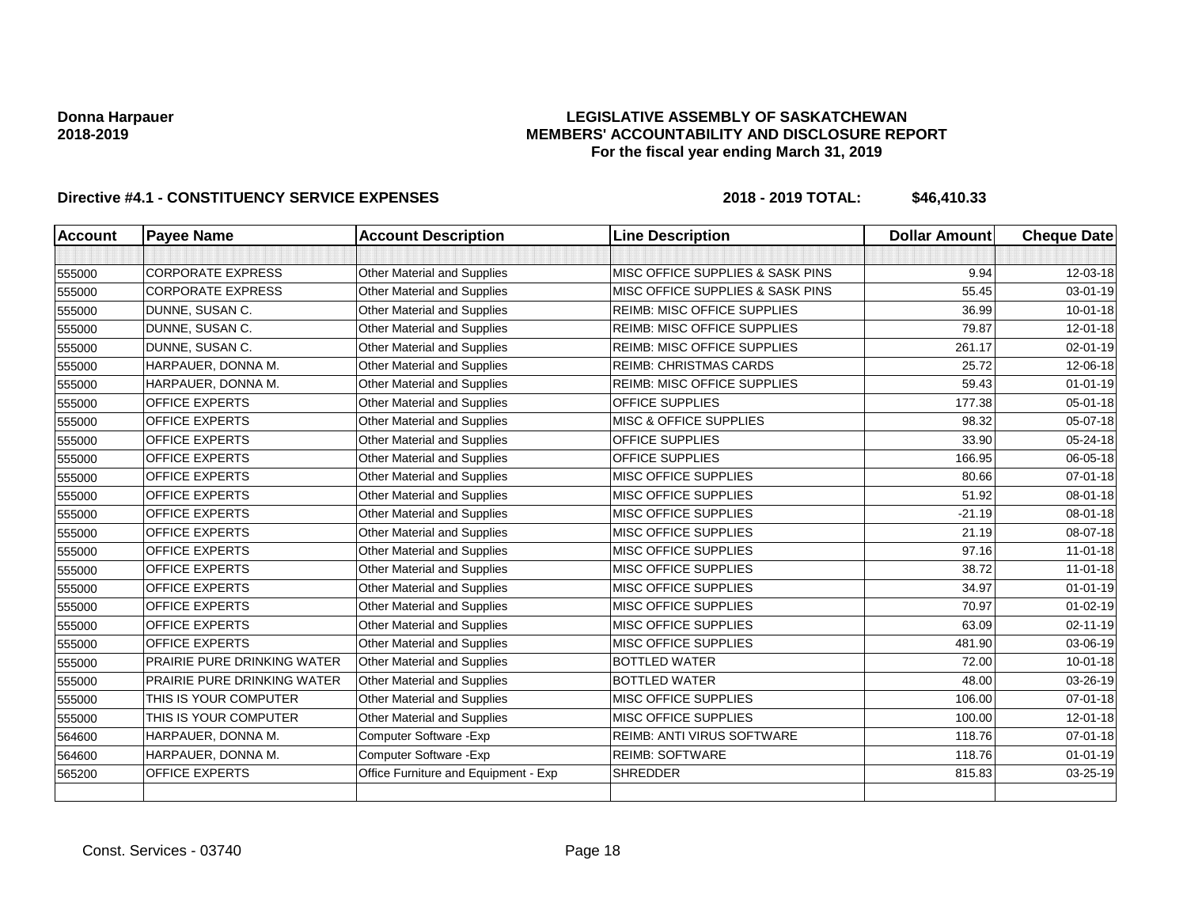**Donna Harpauer**
**2018-2019**

**LEGISLATIVE ASSEMBLY OF SASKATCHEWAN**
**MEMBERS' ACCOUNTABILITY AND DISCLOSURE REPORT**
**For the fiscal year ending March 31, 2019**

**Directive #4.1 - CONSTITUENCY SERVICE EXPENSES** **2018 - 2019 TOTAL: $46,410.33**

| Account | Payee Name | Account Description | Line Description | Dollar Amount | Cheque Date |
|---|---|---|---|---|---|
| | | | | | |
| 555000 | CORPORATE EXPRESS | Other Material and Supplies | MISC OFFICE SUPPLIES & SASK PINS | 9.94 | 12-03-18 |
| 555000 | CORPORATE EXPRESS | Other Material and Supplies | MISC OFFICE SUPPLIES & SASK PINS | 55.45 | 03-01-19 |
| 555000 | DUNNE, SUSAN C. | Other Material and Supplies | REIMB: MISC OFFICE SUPPLIES | 36.99 | 10-01-18 |
| 555000 | DUNNE, SUSAN C. | Other Material and Supplies | REIMB: MISC OFFICE SUPPLIES | 79.87 | 12-01-18 |
| 555000 | DUNNE, SUSAN C. | Other Material and Supplies | REIMB: MISC OFFICE SUPPLIES | 261.17 | 02-01-19 |
| 555000 | HARPAUER, DONNA M. | Other Material and Supplies | REIMB: CHRISTMAS CARDS | 25.72 | 12-06-18 |
| 555000 | HARPAUER, DONNA M. | Other Material and Supplies | REIMB: MISC OFFICE SUPPLIES | 59.43 | 01-01-19 |
| 555000 | OFFICE EXPERTS | Other Material and Supplies | OFFICE SUPPLIES | 177.38 | 05-01-18 |
| 555000 | OFFICE EXPERTS | Other Material and Supplies | MISC & OFFICE SUPPLIES | 98.32 | 05-07-18 |
| 555000 | OFFICE EXPERTS | Other Material and Supplies | OFFICE SUPPLIES | 33.90 | 05-24-18 |
| 555000 | OFFICE EXPERTS | Other Material and Supplies | OFFICE SUPPLIES | 166.95 | 06-05-18 |
| 555000 | OFFICE EXPERTS | Other Material and Supplies | MISC OFFICE SUPPLIES | 80.66 | 07-01-18 |
| 555000 | OFFICE EXPERTS | Other Material and Supplies | MISC OFFICE SUPPLIES | 51.92 | 08-01-18 |
| 555000 | OFFICE EXPERTS | Other Material and Supplies | MISC OFFICE SUPPLIES | -21.19 | 08-01-18 |
| 555000 | OFFICE EXPERTS | Other Material and Supplies | MISC OFFICE SUPPLIES | 21.19 | 08-07-18 |
| 555000 | OFFICE EXPERTS | Other Material and Supplies | MISC OFFICE SUPPLIES | 97.16 | 11-01-18 |
| 555000 | OFFICE EXPERTS | Other Material and Supplies | MISC OFFICE SUPPLIES | 38.72 | 11-01-18 |
| 555000 | OFFICE EXPERTS | Other Material and Supplies | MISC OFFICE SUPPLIES | 34.97 | 01-01-19 |
| 555000 | OFFICE EXPERTS | Other Material and Supplies | MISC OFFICE SUPPLIES | 70.97 | 01-02-19 |
| 555000 | OFFICE EXPERTS | Other Material and Supplies | MISC OFFICE SUPPLIES | 63.09 | 02-11-19 |
| 555000 | OFFICE EXPERTS | Other Material and Supplies | MISC OFFICE SUPPLIES | 481.90 | 03-06-19 |
| 555000 | PRAIRIE PURE DRINKING WATER | Other Material and Supplies | BOTTLED WATER | 72.00 | 10-01-18 |
| 555000 | PRAIRIE PURE DRINKING WATER | Other Material and Supplies | BOTTLED WATER | 48.00 | 03-26-19 |
| 555000 | THIS IS YOUR COMPUTER | Other Material and Supplies | MISC OFFICE SUPPLIES | 106.00 | 07-01-18 |
| 555000 | THIS IS YOUR COMPUTER | Other Material and Supplies | MISC OFFICE SUPPLIES | 100.00 | 12-01-18 |
| 564600 | HARPAUER, DONNA M. | Computer Software -Exp | REIMB: ANTI VIRUS SOFTWARE | 118.76 | 07-01-18 |
| 564600 | HARPAUER, DONNA M. | Computer Software -Exp | REIMB: SOFTWARE | 118.76 | 01-01-19 |
| 565200 | OFFICE EXPERTS | Office Furniture and Equipment - Exp | SHREDDER | 815.83 | 03-25-19 |
| | | | | | |

Const. Services - 03740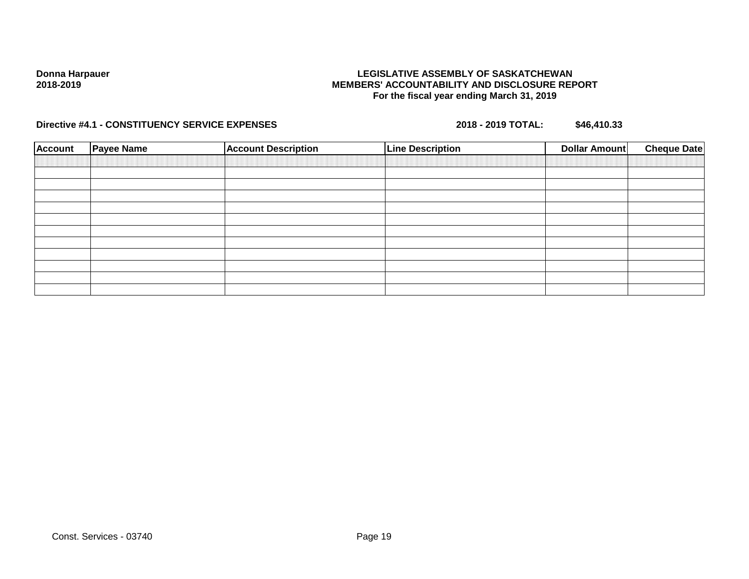**Donna Harpauer**
**2018-2019**

**LEGISLATIVE ASSEMBLY OF SASKATCHEWAN**
**MEMBERS' ACCOUNTABILITY AND DISCLOSURE REPORT**
**For the fiscal year ending March 31, 2019**

**Directive #4.1 - CONSTITUENCY SERVICE EXPENSES** **2018 - 2019 TOTAL: $46,410.33**

| Account | Payee Name | Account Description | Line Description | Dollar Amount | Cheque Date |
|---|---|---|---|---|---|
| | | | | | |
| | | | | | |
| | | | | | |
| | | | | | |
| | | | | | |
| | | | | | |
| | | | | | |
| | | | | | |
| | | | | | |
| | | | | | |
| | | | | | |

Const. Services - 03740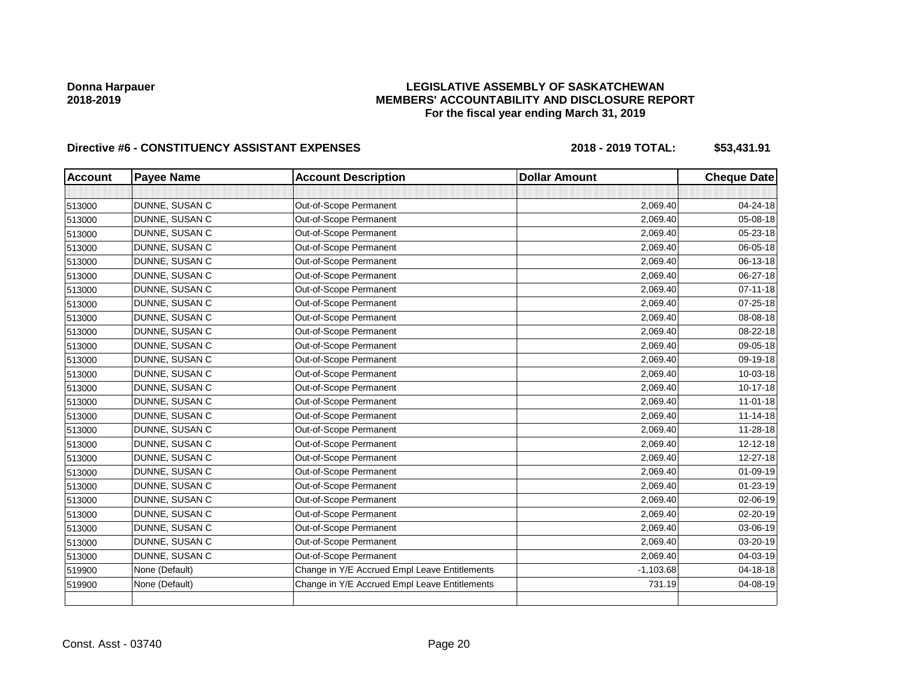**Donna Harpauer**
**2018-2019**

**LEGISLATIVE ASSEMBLY OF SASKATCHEWAN**
**MEMBERS' ACCOUNTABILITY AND DISCLOSURE REPORT**
**For the fiscal year ending March 31, 2019**

**Directive #6 - CONSTITUENCY ASSISTANT EXPENSES** **2018 - 2019 TOTAL: $53,431.91**

| Account | Payee Name | Account Description | Dollar Amount | Cheque Date |
|---|---|---|---|---|
| | | | | |
| 513000 | DUNNE, SUSAN C | Out-of-Scope Permanent | 2,069.40 | 04-24-18 |
| 513000 | DUNNE, SUSAN C | Out-of-Scope Permanent | 2,069.40 | 05-08-18 |
| 513000 | DUNNE, SUSAN C | Out-of-Scope Permanent | 2,069.40 | 05-23-18 |
| 513000 | DUNNE, SUSAN C | Out-of-Scope Permanent | 2,069.40 | 06-05-18 |
| 513000 | DUNNE, SUSAN C | Out-of-Scope Permanent | 2,069.40 | 06-13-18 |
| 513000 | DUNNE, SUSAN C | Out-of-Scope Permanent | 2,069.40 | 06-27-18 |
| 513000 | DUNNE, SUSAN C | Out-of-Scope Permanent | 2,069.40 | 07-11-18 |
| 513000 | DUNNE, SUSAN C | Out-of-Scope Permanent | 2,069.40 | 07-25-18 |
| 513000 | DUNNE, SUSAN C | Out-of-Scope Permanent | 2,069.40 | 08-08-18 |
| 513000 | DUNNE, SUSAN C | Out-of-Scope Permanent | 2,069.40 | 08-22-18 |
| 513000 | DUNNE, SUSAN C | Out-of-Scope Permanent | 2,069.40 | 09-05-18 |
| 513000 | DUNNE, SUSAN C | Out-of-Scope Permanent | 2,069.40 | 09-19-18 |
| 513000 | DUNNE, SUSAN C | Out-of-Scope Permanent | 2,069.40 | 10-03-18 |
| 513000 | DUNNE, SUSAN C | Out-of-Scope Permanent | 2,069.40 | 10-17-18 |
| 513000 | DUNNE, SUSAN C | Out-of-Scope Permanent | 2,069.40 | 11-01-18 |
| 513000 | DUNNE, SUSAN C | Out-of-Scope Permanent | 2,069.40 | 11-14-18 |
| 513000 | DUNNE, SUSAN C | Out-of-Scope Permanent | 2,069.40 | 11-28-18 |
| 513000 | DUNNE, SUSAN C | Out-of-Scope Permanent | 2,069.40 | 12-12-18 |
| 513000 | DUNNE, SUSAN C | Out-of-Scope Permanent | 2,069.40 | 12-27-18 |
| 513000 | DUNNE, SUSAN C | Out-of-Scope Permanent | 2,069.40 | 01-09-19 |
| 513000 | DUNNE, SUSAN C | Out-of-Scope Permanent | 2,069.40 | 01-23-19 |
| 513000 | DUNNE, SUSAN C | Out-of-Scope Permanent | 2,069.40 | 02-06-19 |
| 513000 | DUNNE, SUSAN C | Out-of-Scope Permanent | 2,069.40 | 02-20-19 |
| 513000 | DUNNE, SUSAN C | Out-of-Scope Permanent | 2,069.40 | 03-06-19 |
| 513000 | DUNNE, SUSAN C | Out-of-Scope Permanent | 2,069.40 | 03-20-19 |
| 513000 | DUNNE, SUSAN C | Out-of-Scope Permanent | 2,069.40 | 04-03-19 |
| 519900 | None (Default) | Change in Y/E Accrued Empl Leave Entitlements | -1,103.68 | 04-18-18 |
| 519900 | None (Default) | Change in Y/E Accrued Empl Leave Entitlements | 731.19 | 04-08-19 |
| | | | | |

Const. Asst - 03740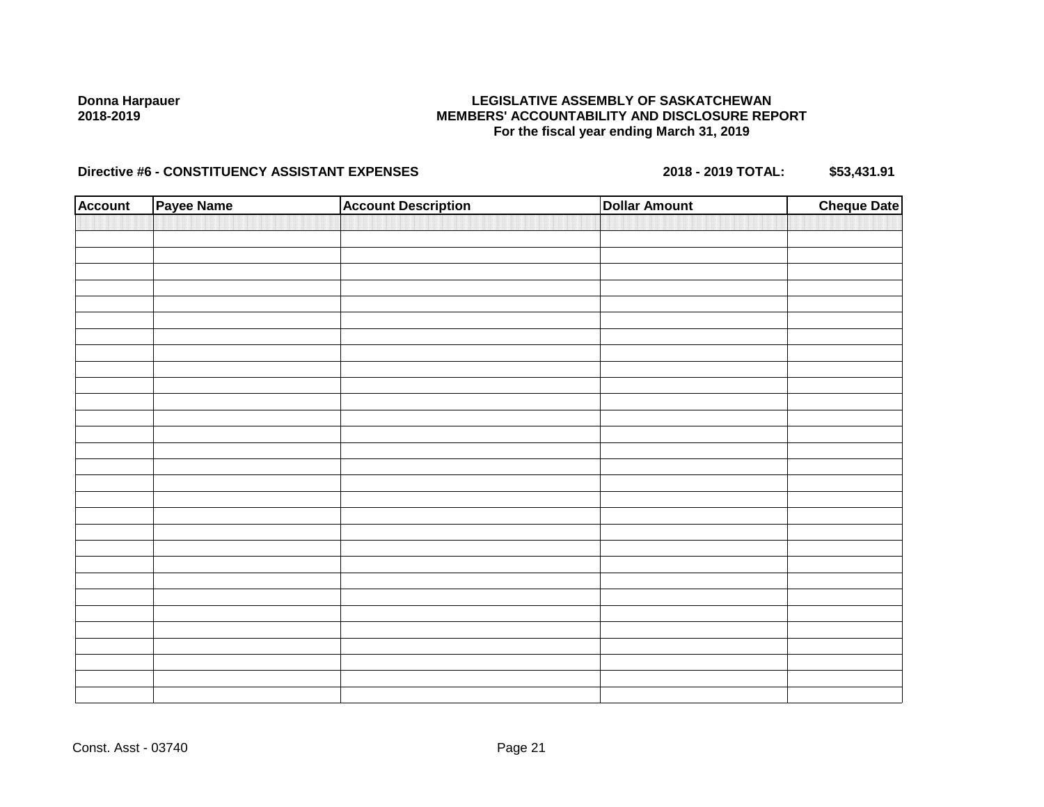**Donna Harpauer**
**2018-2019**

**LEGISLATIVE ASSEMBLY OF SASKATCHEWAN**
**MEMBERS' ACCOUNTABILITY AND DISCLOSURE REPORT**
**For the fiscal year ending March 31, 2019**

**Directive #6 - CONSTITUENCY ASSISTANT EXPENSES** **2018 - 2019 TOTAL: $53,431.91**

| Account | Payee Name | Account Description | Dollar Amount | Cheque Date |
|---|---|---|---|---|
| | | | | |

Const. Asst - 03740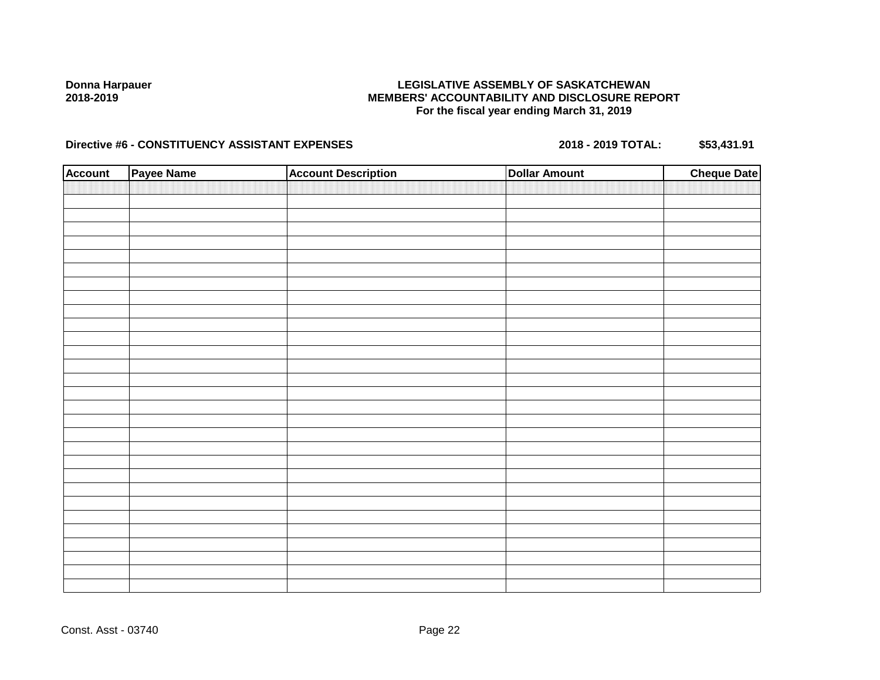Donna Harpauer
2018-2019

**LEGISLATIVE ASSEMBLY OF SASKATCHEWAN**
**MEMBERS' ACCOUNTABILITY AND DISCLOSURE REPORT**
**For the fiscal year ending March 31, 2019**

**Directive #6 - CONSTITUENCY ASSISTANT EXPENSES** **2018 - 2019 TOTAL: $53,431.91**

| Account | Payee Name | Account Description | Dollar Amount | Cheque Date |
|---|---|---|---|---|
| | | | | |

Const. Asst - 03740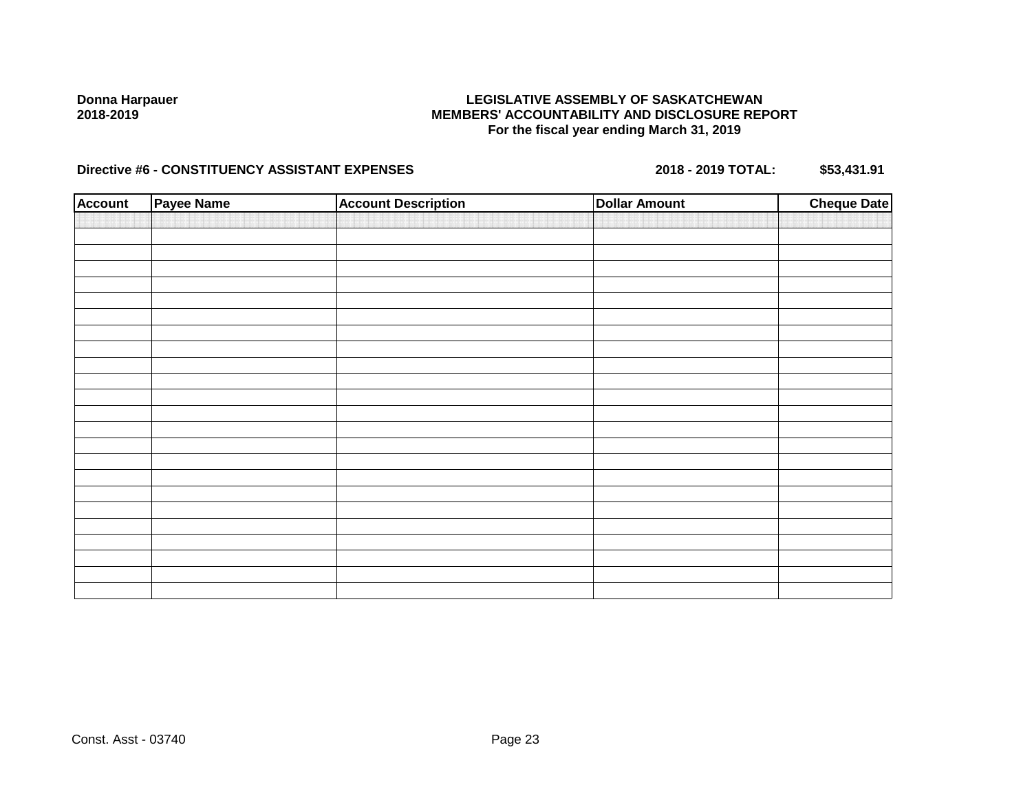**Donna Harpauer**
**2018-2019**

**LEGISLATIVE ASSEMBLY OF SASKATCHEWAN**
**MEMBERS' ACCOUNTABILITY AND DISCLOSURE REPORT**
**For the fiscal year ending March 31, 2019**

**Directive #6 - CONSTITUENCY ASSISTANT EXPENSES** **2018 - 2019 TOTAL: $53,431.91**

| Account | Payee Name | Account Description | Dollar Amount | Cheque Date |
|---|---|---|---|---|
| | | | | |

Const. Asst - 03740